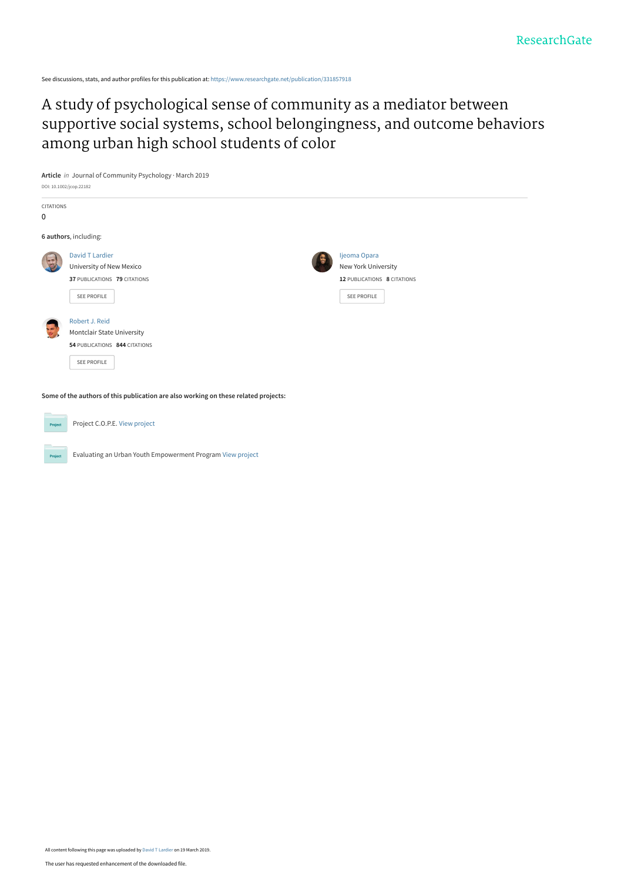ResearchGate

See discussions, stats, and author profiles for this publication at: https://www.researchgate.net/publication/331857918

# A study of psychological sense of community as a mediator between supportive social systems, school belongingness, and outcome behaviors among urban high school students of color

**Article** *in* Journal of Community Psychology · March 2019

DOI: 10.1002/jcop.22182

CITATIONS

0

**6 authors**, including:

David T Lardier
University of New Mexico
**37** PUBLICATIONS **79** CITATIONS
SEE PROFILE

Ijeoma Opara
New York University
**12** PUBLICATIONS **8** CITATIONS
SEE PROFILE

Robert J. Reid
Montclair State University
**54** PUBLICATIONS **844** CITATIONS
SEE PROFILE

**Some of the authors of this publication are also working on these related projects:**

Project C.O.P.E. View project

Evaluating an Urban Youth Empowerment Program View project

All content following this page was uploaded by David T Lardier on 19 March 2019.

The user has requested enhancement of the downloaded file.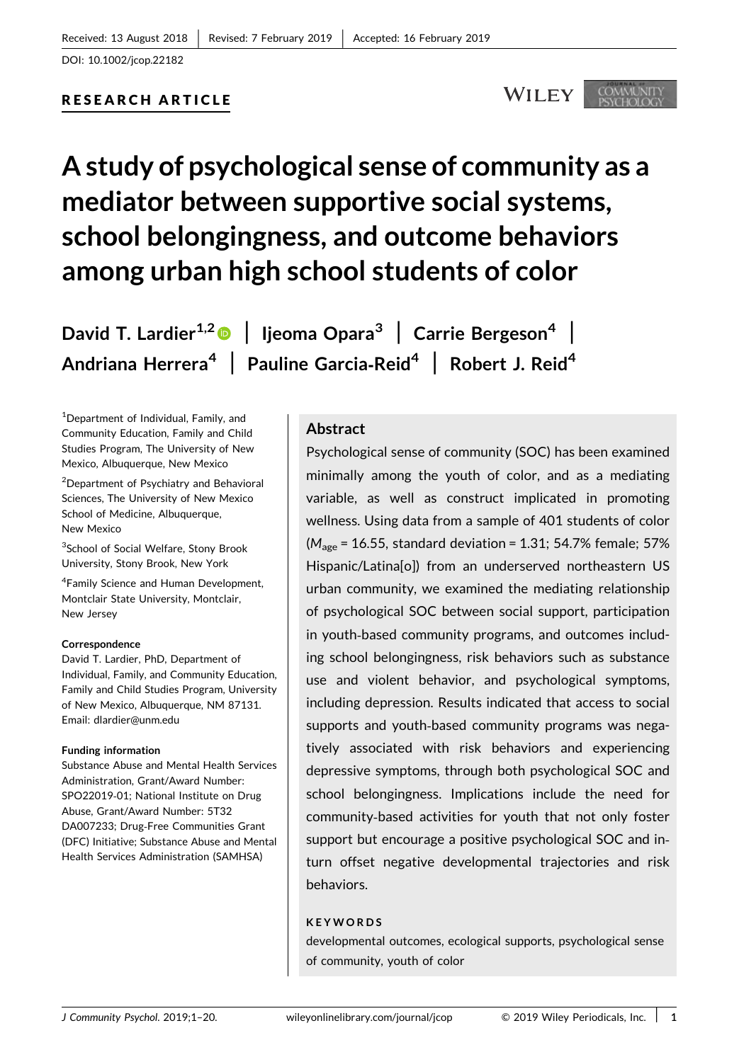Received: 13 August 2018 | Revised: 7 February 2019 | Accepted: 16 February 2019

DOI: 10.1002/jcop.22182

RESEARCH ARTICLE

# A study of psychological sense of community as a mediator between supportive social systems, school belongingness, and outcome behaviors among urban high school students of color

**David T. Lardier[1,2] | Ijeoma Opara[3] | Carrie Bergeson[4] | Andriana Herrera[4] | Pauline Garcia-Reid[4] | Robert J. Reid[4]**

[1]Department of Individual, Family, and Community Education, Family and Child Studies Program, The University of New Mexico, Albuquerque, New Mexico

[2]Department of Psychiatry and Behavioral Sciences, The University of New Mexico School of Medicine, Albuquerque, New Mexico

[3]School of Social Welfare, Stony Brook University, Stony Brook, New York

[4]Family Science and Human Development, Montclair State University, Montclair, New Jersey

**Correspondence**

David T. Lardier, PhD, Department of Individual, Family, and Community Education, Family and Child Studies Program, University of New Mexico, Albuquerque, NM 87131. Email: dlardier@unm.edu

**Funding information**

Substance Abuse and Mental Health Services Administration, Grant/Award Number: SPO22019-01; National Institute on Drug Abuse, Grant/Award Number: 5T32 DA007233; Drug-Free Communities Grant (DFC) Initiative; Substance Abuse and Mental Health Services Administration (SAMHSA)

## Abstract

Psychological sense of community (SOC) has been examined minimally among the youth of color, and as a mediating variable, as well as construct implicated in promoting wellness. Using data from a sample of 401 students of color ($M_{age}$ = 16.55, standard deviation = 1.31; 54.7% female; 57% Hispanic/Latina[o]) from an underserved northeastern US urban community, we examined the mediating relationship of psychological SOC between social support, participation in youth-based community programs, and outcomes including school belongingness, risk behaviors such as substance use and violent behavior, and psychological symptoms, including depression. Results indicated that access to social supports and youth-based community programs was negatively associated with risk behaviors and experiencing depressive symptoms, through both psychological SOC and school belongingness. Implications include the need for community-based activities for youth that not only foster support but encourage a positive psychological SOC and in-turn offset negative developmental trajectories and risk behaviors.

**KEYWORDS**

developmental outcomes, ecological supports, psychological sense of community, youth of color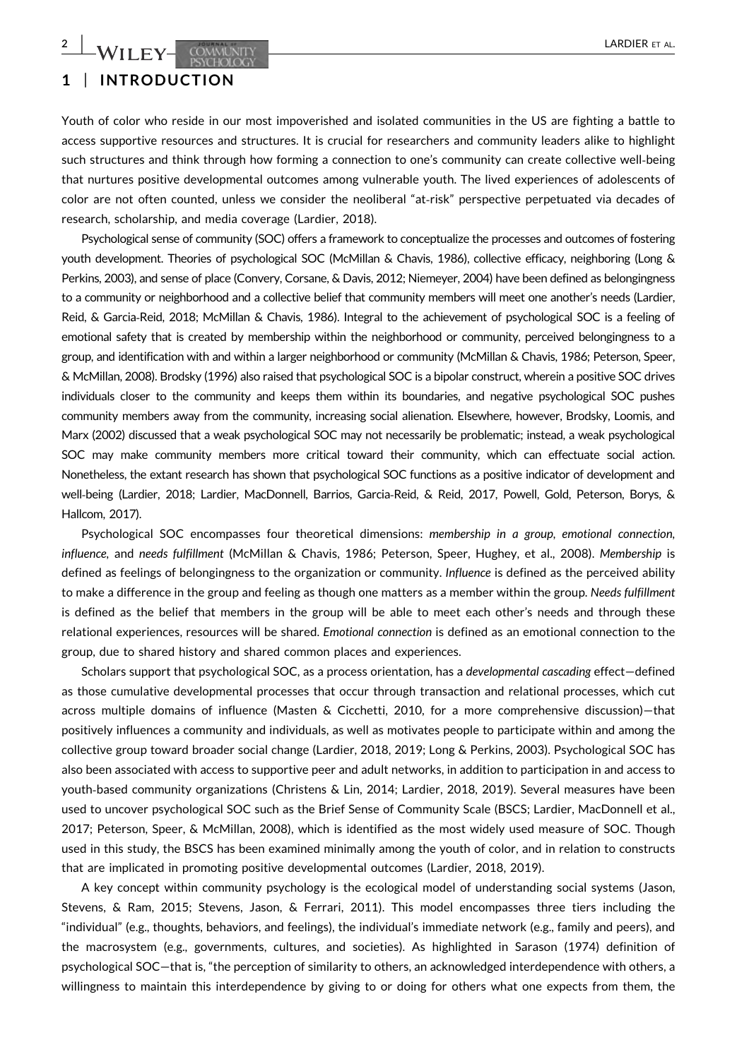# 1 | INTRODUCTION

Youth of color who reside in our most impoverished and isolated communities in the US are fighting a battle to access supportive resources and structures. It is crucial for researchers and community leaders alike to highlight such structures and think through how forming a connection to one's community can create collective well-being that nurtures positive developmental outcomes among vulnerable youth. The lived experiences of adolescents of color are not often counted, unless we consider the neoliberal "at-risk" perspective perpetuated via decades of research, scholarship, and media coverage (Lardier, 2018).

Psychological sense of community (SOC) offers a framework to conceptualize the processes and outcomes of fostering youth development. Theories of psychological SOC (McMillan & Chavis, 1986), collective efficacy, neighboring (Long & Perkins, 2003), and sense of place (Convery, Corsane, & Davis, 2012; Niemeyer, 2004) have been defined as belongingness to a community or neighborhood and a collective belief that community members will meet one another's needs (Lardier, Reid, & Garcia-Reid, 2018; McMillan & Chavis, 1986). Integral to the achievement of psychological SOC is a feeling of emotional safety that is created by membership within the neighborhood or community, perceived belongingness to a group, and identification with and within a larger neighborhood or community (McMillan & Chavis, 1986; Peterson, Speer, & McMillan, 2008). Brodsky (1996) also raised that psychological SOC is a bipolar construct, wherein a positive SOC drives individuals closer to the community and keeps them within its boundaries, and negative psychological SOC pushes community members away from the community, increasing social alienation. Elsewhere, however, Brodsky, Loomis, and Marx (2002) discussed that a weak psychological SOC may not necessarily be problematic; instead, a weak psychological SOC may make community members more critical toward their community, which can effectuate social action. Nonetheless, the extant research has shown that psychological SOC functions as a positive indicator of development and well-being (Lardier, 2018; Lardier, MacDonnell, Barrios, Garcia-Reid, & Reid, 2017, Powell, Gold, Peterson, Borys, & Hallcom, 2017).

Psychological SOC encompasses four theoretical dimensions: *membership in a group*, *emotional connection*, *influence*, and *needs fulfillment* (McMillan & Chavis, 1986; Peterson, Speer, Hughey, et al., 2008). *Membership* is defined as feelings of belongingness to the organization or community. *Influence* is defined as the perceived ability to make a difference in the group and feeling as though one matters as a member within the group. *Needs fulfillment* is defined as the belief that members in the group will be able to meet each other's needs and through these relational experiences, resources will be shared. *Emotional connection* is defined as an emotional connection to the group, due to shared history and shared common places and experiences.

Scholars support that psychological SOC, as a process orientation, has a *developmental cascading* effect—defined as those cumulative developmental processes that occur through transaction and relational processes, which cut across multiple domains of influence (Masten & Cicchetti, 2010, for a more comprehensive discussion)—that positively influences a community and individuals, as well as motivates people to participate within and among the collective group toward broader social change (Lardier, 2018, 2019; Long & Perkins, 2003). Psychological SOC has also been associated with access to supportive peer and adult networks, in addition to participation in and access to youth-based community organizations (Christens & Lin, 2014; Lardier, 2018, 2019). Several measures have been used to uncover psychological SOC such as the Brief Sense of Community Scale (BSCS; Lardier, MacDonnell et al., 2017; Peterson, Speer, & McMillan, 2008), which is identified as the most widely used measure of SOC. Though used in this study, the BSCS has been examined minimally among the youth of color, and in relation to constructs that are implicated in promoting positive developmental outcomes (Lardier, 2018, 2019).

A key concept within community psychology is the ecological model of understanding social systems (Jason, Stevens, & Ram, 2015; Stevens, Jason, & Ferrari, 2011). This model encompasses three tiers including the "individual" (e.g., thoughts, behaviors, and feelings), the individual's immediate network (e.g., family and peers), and the macrosystem (e.g., governments, cultures, and societies). As highlighted in Sarason (1974) definition of psychological SOC—that is, "the perception of similarity to others, an acknowledged interdependence with others, a willingness to maintain this interdependence by giving to or doing for others what one expects from them, the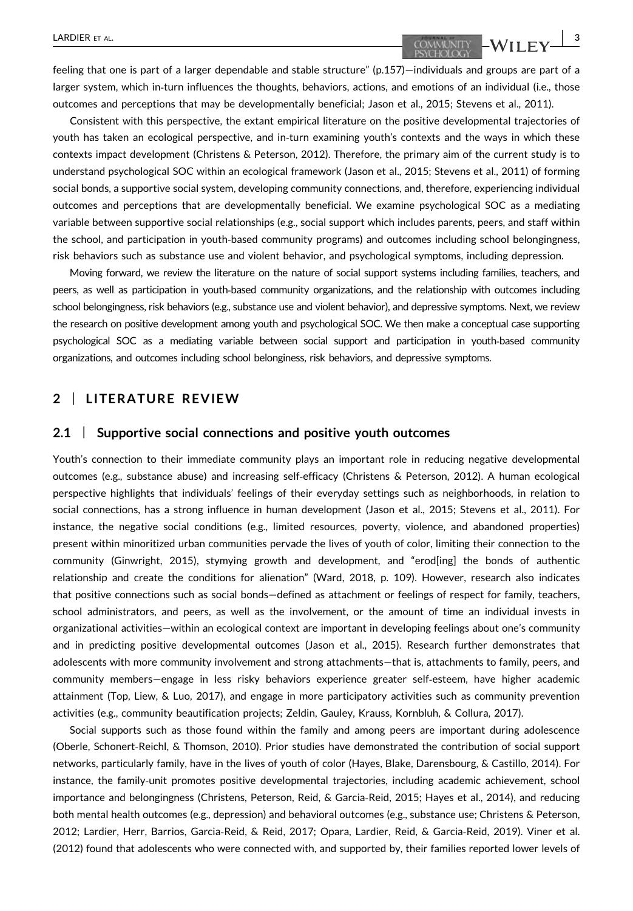feeling that one is part of a larger dependable and stable structure" (p.157)—individuals and groups are part of a larger system, which in-turn influences the thoughts, behaviors, actions, and emotions of an individual (i.e., those outcomes and perceptions that may be developmentally beneficial; Jason et al., 2015; Stevens et al., 2011).

Consistent with this perspective, the extant empirical literature on the positive developmental trajectories of youth has taken an ecological perspective, and in-turn examining youth's contexts and the ways in which these contexts impact development (Christens & Peterson, 2012). Therefore, the primary aim of the current study is to understand psychological SOC within an ecological framework (Jason et al., 2015; Stevens et al., 2011) of forming social bonds, a supportive social system, developing community connections, and, therefore, experiencing individual outcomes and perceptions that are developmentally beneficial. We examine psychological SOC as a mediating variable between supportive social relationships (e.g., social support which includes parents, peers, and staff within the school, and participation in youth-based community programs) and outcomes including school belongingness, risk behaviors such as substance use and violent behavior, and psychological symptoms, including depression.

Moving forward, we review the literature on the nature of social support systems including families, teachers, and peers, as well as participation in youth-based community organizations, and the relationship with outcomes including school belongingness, risk behaviors (e.g., substance use and violent behavior), and depressive symptoms. Next, we review the research on positive development among youth and psychological SOC. We then make a conceptual case supporting psychological SOC as a mediating variable between social support and participation in youth-based community organizations, and outcomes including school belonginess, risk behaviors, and depressive symptoms.

## 2 | LITERATURE REVIEW

### 2.1 | Supportive social connections and positive youth outcomes

Youth's connection to their immediate community plays an important role in reducing negative developmental outcomes (e.g., substance abuse) and increasing self-efficacy (Christens & Peterson, 2012). A human ecological perspective highlights that individuals' feelings of their everyday settings such as neighborhoods, in relation to social connections, has a strong influence in human development (Jason et al., 2015; Stevens et al., 2011). For instance, the negative social conditions (e.g., limited resources, poverty, violence, and abandoned properties) present within minoritized urban communities pervade the lives of youth of color, limiting their connection to the community (Ginwright, 2015), stymying growth and development, and "erod[ing] the bonds of authentic relationship and create the conditions for alienation" (Ward, 2018, p. 109). However, research also indicates that positive connections such as social bonds—defined as attachment or feelings of respect for family, teachers, school administrators, and peers, as well as the involvement, or the amount of time an individual invests in organizational activities—within an ecological context are important in developing feelings about one's community and in predicting positive developmental outcomes (Jason et al., 2015). Research further demonstrates that adolescents with more community involvement and strong attachments—that is, attachments to family, peers, and community members—engage in less risky behaviors experience greater self-esteem, have higher academic attainment (Top, Liew, & Luo, 2017), and engage in more participatory activities such as community prevention activities (e.g., community beautification projects; Zeldin, Gauley, Krauss, Kornbluh, & Collura, 2017).

Social supports such as those found within the family and among peers are important during adolescence (Oberle, Schonert-Reichl, & Thomson, 2010). Prior studies have demonstrated the contribution of social support networks, particularly family, have in the lives of youth of color (Hayes, Blake, Darensbourg, & Castillo, 2014). For instance, the family-unit promotes positive developmental trajectories, including academic achievement, school importance and belongingness (Christens, Peterson, Reid, & Garcia-Reid, 2015; Hayes et al., 2014), and reducing both mental health outcomes (e.g., depression) and behavioral outcomes (e.g., substance use; Christens & Peterson, 2012; Lardier, Herr, Barrios, Garcia-Reid, & Reid, 2017; Opara, Lardier, Reid, & Garcia-Reid, 2019). Viner et al. (2012) found that adolescents who were connected with, and supported by, their families reported lower levels of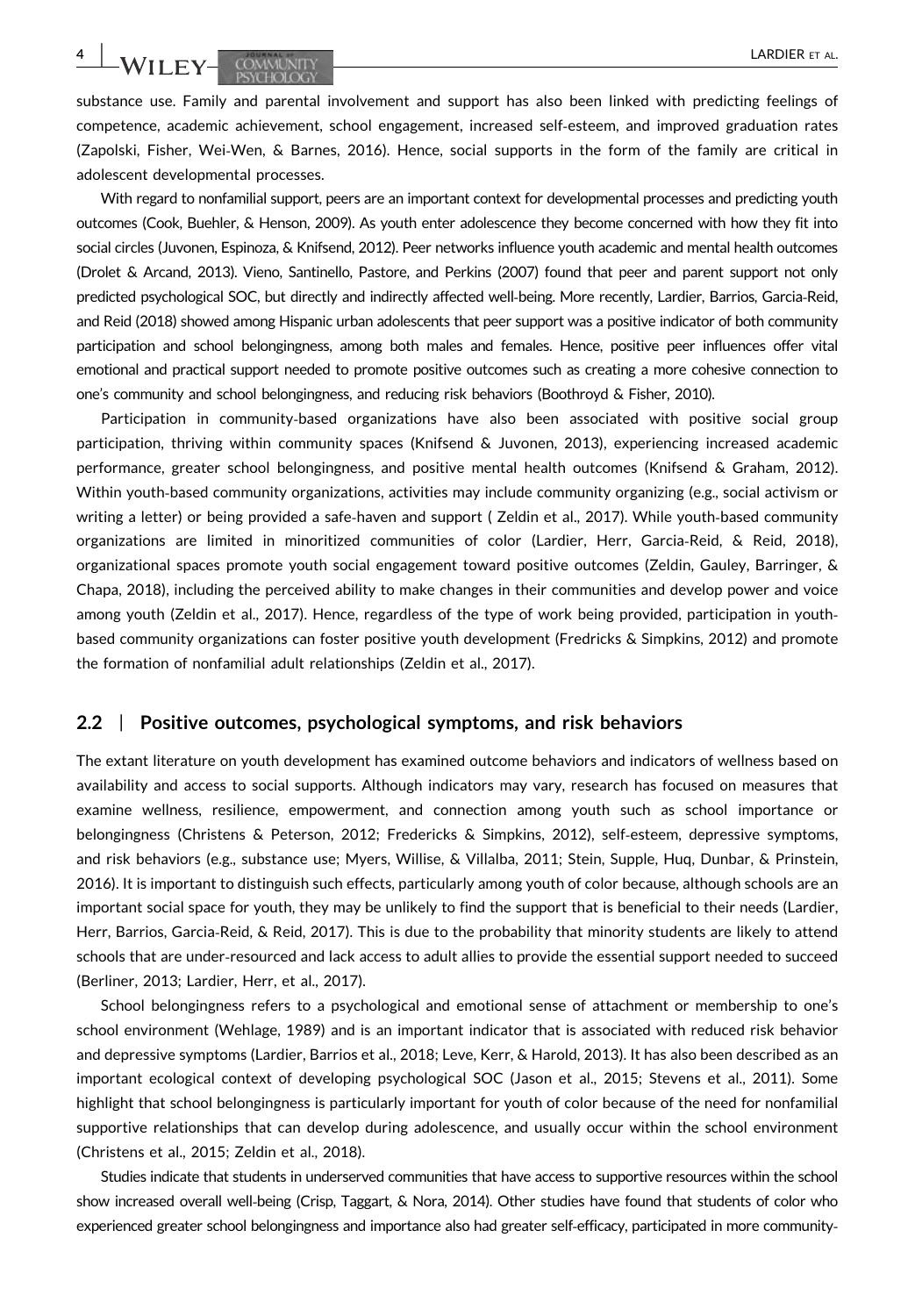substance use. Family and parental involvement and support has also been linked with predicting feelings of competence, academic achievement, school engagement, increased self-esteem, and improved graduation rates (Zapolski, Fisher, Wei-Wen, & Barnes, 2016). Hence, social supports in the form of the family are critical in adolescent developmental processes.

With regard to nonfamilial support, peers are an important context for developmental processes and predicting youth outcomes (Cook, Buehler, & Henson, 2009). As youth enter adolescence they become concerned with how they fit into social circles (Juvonen, Espinoza, & Knifsend, 2012). Peer networks influence youth academic and mental health outcomes (Drolet & Arcand, 2013). Vieno, Santinello, Pastore, and Perkins (2007) found that peer and parent support not only predicted psychological SOC, but directly and indirectly affected well-being. More recently, Lardier, Barrios, Garcia-Reid, and Reid (2018) showed among Hispanic urban adolescents that peer support was a positive indicator of both community participation and school belongingness, among both males and females. Hence, positive peer influences offer vital emotional and practical support needed to promote positive outcomes such as creating a more cohesive connection to one's community and school belongingness, and reducing risk behaviors (Boothroyd & Fisher, 2010).

Participation in community-based organizations have also been associated with positive social group participation, thriving within community spaces (Knifsend & Juvonen, 2013), experiencing increased academic performance, greater school belongingness, and positive mental health outcomes (Knifsend & Graham, 2012). Within youth-based community organizations, activities may include community organizing (e.g., social activism or writing a letter) or being provided a safe-haven and support ( Zeldin et al., 2017). While youth-based community organizations are limited in minoritized communities of color (Lardier, Herr, Garcia-Reid, & Reid, 2018), organizational spaces promote youth social engagement toward positive outcomes (Zeldin, Gauley, Barringer, & Chapa, 2018), including the perceived ability to make changes in their communities and develop power and voice among youth (Zeldin et al., 2017). Hence, regardless of the type of work being provided, participation in youth-based community organizations can foster positive youth development (Fredricks & Simpkins, 2012) and promote the formation of nonfamilial adult relationships (Zeldin et al., 2017).

## 2.2 | Positive outcomes, psychological symptoms, and risk behaviors

The extant literature on youth development has examined outcome behaviors and indicators of wellness based on availability and access to social supports. Although indicators may vary, research has focused on measures that examine wellness, resilience, empowerment, and connection among youth such as school importance or belongingness (Christens & Peterson, 2012; Fredericks & Simpkins, 2012), self-esteem, depressive symptoms, and risk behaviors (e.g., substance use; Myers, Willise, & Villalba, 2011; Stein, Supple, Huq, Dunbar, & Prinstein, 2016). It is important to distinguish such effects, particularly among youth of color because, although schools are an important social space for youth, they may be unlikely to find the support that is beneficial to their needs (Lardier, Herr, Barrios, Garcia-Reid, & Reid, 2017). This is due to the probability that minority students are likely to attend schools that are under-resourced and lack access to adult allies to provide the essential support needed to succeed (Berliner, 2013; Lardier, Herr, et al., 2017).

School belongingness refers to a psychological and emotional sense of attachment or membership to one's school environment (Wehlage, 1989) and is an important indicator that is associated with reduced risk behavior and depressive symptoms (Lardier, Barrios et al., 2018; Leve, Kerr, & Harold, 2013). It has also been described as an important ecological context of developing psychological SOC (Jason et al., 2015; Stevens et al., 2011). Some highlight that school belongingness is particularly important for youth of color because of the need for nonfamilial supportive relationships that can develop during adolescence, and usually occur within the school environment (Christens et al., 2015; Zeldin et al., 2018).

Studies indicate that students in underserved communities that have access to supportive resources within the school show increased overall well-being (Crisp, Taggart, & Nora, 2014). Other studies have found that students of color who experienced greater school belongingness and importance also had greater self-efficacy, participated in more community-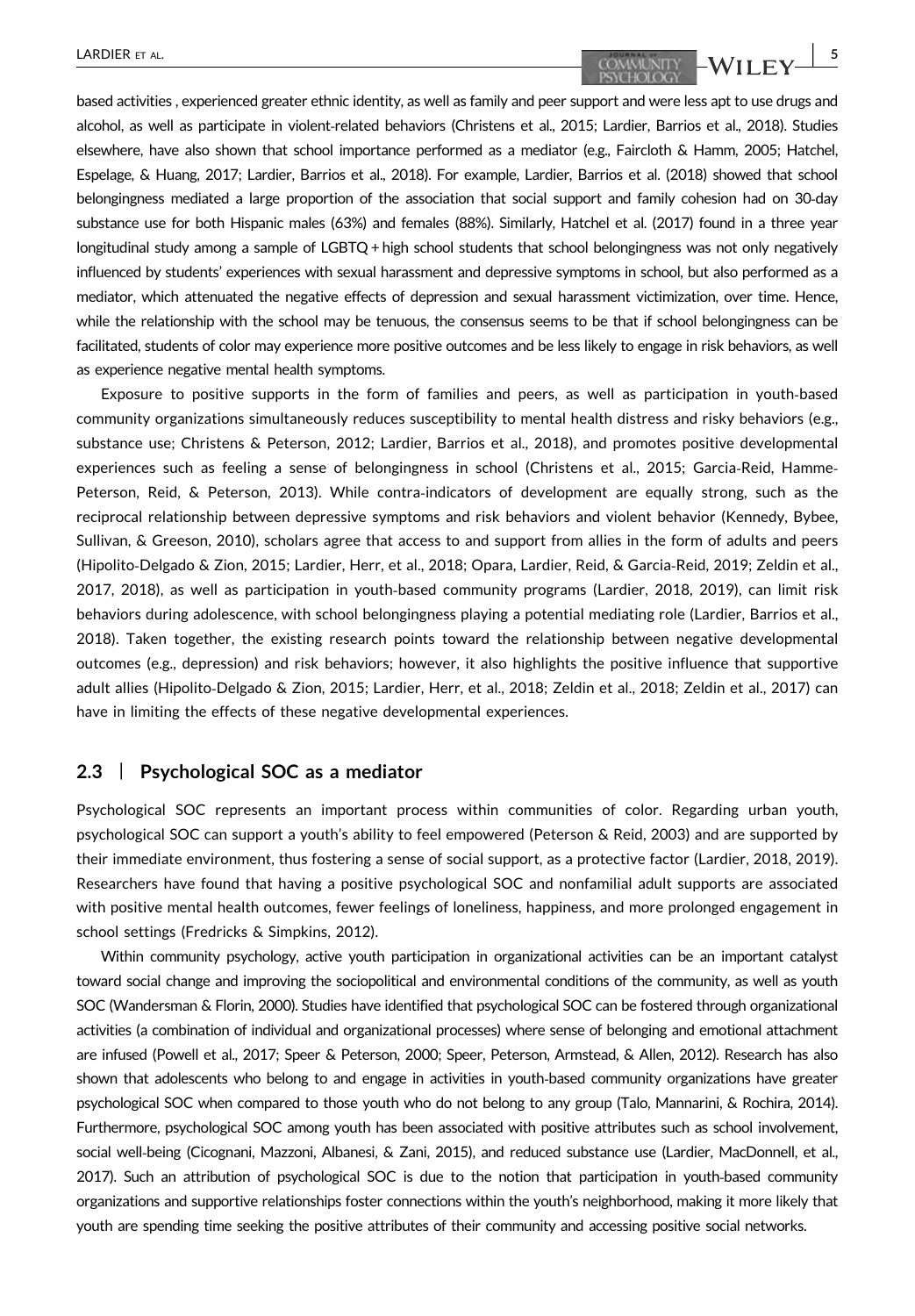based activities , experienced greater ethnic identity, as well as family and peer support and were less apt to use drugs and alcohol, as well as participate in violent-related behaviors (Christens et al., 2015; Lardier, Barrios et al., 2018). Studies elsewhere, have also shown that school importance performed as a mediator (e.g., Faircloth & Hamm, 2005; Hatchel, Espelage, & Huang, 2017; Lardier, Barrios et al., 2018). For example, Lardier, Barrios et al. (2018) showed that school belongingness mediated a large proportion of the association that social support and family cohesion had on 30-day substance use for both Hispanic males (63%) and females (88%). Similarly, Hatchel et al. (2017) found in a three year longitudinal study among a sample of LGBTQ + high school students that school belongingness was not only negatively influenced by students' experiences with sexual harassment and depressive symptoms in school, but also performed as a mediator, which attenuated the negative effects of depression and sexual harassment victimization, over time. Hence, while the relationship with the school may be tenuous, the consensus seems to be that if school belongingness can be facilitated, students of color may experience more positive outcomes and be less likely to engage in risk behaviors, as well as experience negative mental health symptoms.

Exposure to positive supports in the form of families and peers, as well as participation in youth-based community organizations simultaneously reduces susceptibility to mental health distress and risky behaviors (e.g., substance use; Christens & Peterson, 2012; Lardier, Barrios et al., 2018), and promotes positive developmental experiences such as feeling a sense of belongingness in school (Christens et al., 2015; Garcia-Reid, Hamme-Peterson, Reid, & Peterson, 2013). While contra-indicators of development are equally strong, such as the reciprocal relationship between depressive symptoms and risk behaviors and violent behavior (Kennedy, Bybee, Sullivan, & Greeson, 2010), scholars agree that access to and support from allies in the form of adults and peers (Hipolito-Delgado & Zion, 2015; Lardier, Herr, et al., 2018; Opara, Lardier, Reid, & Garcia-Reid, 2019; Zeldin et al., 2017, 2018), as well as participation in youth-based community programs (Lardier, 2018, 2019), can limit risk behaviors during adolescence, with school belongingness playing a potential mediating role (Lardier, Barrios et al., 2018). Taken together, the existing research points toward the relationship between negative developmental outcomes (e.g., depression) and risk behaviors; however, it also highlights the positive influence that supportive adult allies (Hipolito-Delgado & Zion, 2015; Lardier, Herr, et al., 2018; Zeldin et al., 2018; Zeldin et al., 2017) can have in limiting the effects of these negative developmental experiences.

## 2.3 | Psychological SOC as a mediator

Psychological SOC represents an important process within communities of color. Regarding urban youth, psychological SOC can support a youth's ability to feel empowered (Peterson & Reid, 2003) and are supported by their immediate environment, thus fostering a sense of social support, as a protective factor (Lardier, 2018, 2019). Researchers have found that having a positive psychological SOC and nonfamilial adult supports are associated with positive mental health outcomes, fewer feelings of loneliness, happiness, and more prolonged engagement in school settings (Fredricks & Simpkins, 2012).

Within community psychology, active youth participation in organizational activities can be an important catalyst toward social change and improving the sociopolitical and environmental conditions of the community, as well as youth SOC (Wandersman & Florin, 2000). Studies have identified that psychological SOC can be fostered through organizational activities (a combination of individual and organizational processes) where sense of belonging and emotional attachment are infused (Powell et al., 2017; Speer & Peterson, 2000; Speer, Peterson, Armstead, & Allen, 2012). Research has also shown that adolescents who belong to and engage in activities in youth-based community organizations have greater psychological SOC when compared to those youth who do not belong to any group (Talo, Mannarini, & Rochira, 2014). Furthermore, psychological SOC among youth has been associated with positive attributes such as school involvement, social well-being (Cicognani, Mazzoni, Albanesi, & Zani, 2015), and reduced substance use (Lardier, MacDonnell, et al., 2017). Such an attribution of psychological SOC is due to the notion that participation in youth-based community organizations and supportive relationships foster connections within the youth's neighborhood, making it more likely that youth are spending time seeking the positive attributes of their community and accessing positive social networks.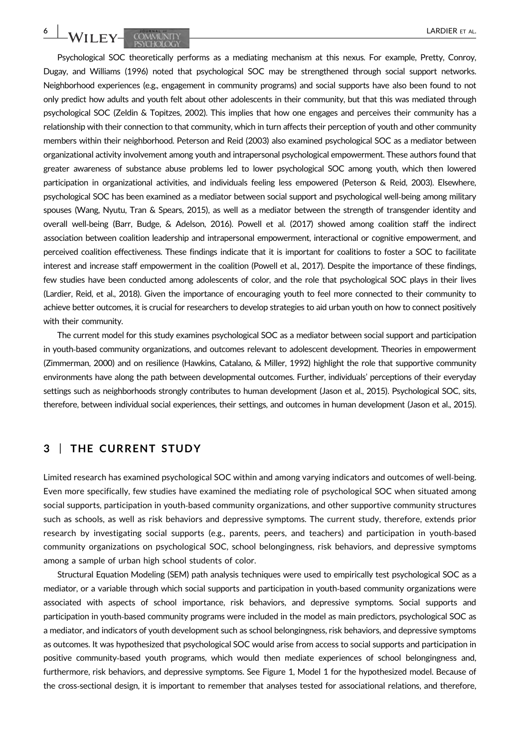Psychological SOC theoretically performs as a mediating mechanism at this nexus. For example, Pretty, Conroy, Dugay, and Williams (1996) noted that psychological SOC may be strengthened through social support networks. Neighborhood experiences (e.g., engagement in community programs) and social supports have also been found to not only predict how adults and youth felt about other adolescents in their community, but that this was mediated through psychological SOC (Zeldin & Topitzes, 2002). This implies that how one engages and perceives their community has a relationship with their connection to that community, which in turn affects their perception of youth and other community members within their neighborhood. Peterson and Reid (2003) also examined psychological SOC as a mediator between organizational activity involvement among youth and intrapersonal psychological empowerment. These authors found that greater awareness of substance abuse problems led to lower psychological SOC among youth, which then lowered participation in organizational activities, and individuals feeling less empowered (Peterson & Reid, 2003). Elsewhere, psychological SOC has been examined as a mediator between social support and psychological well-being among military spouses (Wang, Nyutu, Tran & Spears, 2015), as well as a mediator between the strength of transgender identity and overall well-being (Barr, Budge, & Adelson, 2016). Powell et al. (2017) showed among coalition staff the indirect association between coalition leadership and intrapersonal empowerment, interactional or cognitive empowerment, and perceived coalition effectiveness. These findings indicate that it is important for coalitions to foster a SOC to facilitate interest and increase staff empowerment in the coalition (Powell et al., 2017). Despite the importance of these findings, few studies have been conducted among adolescents of color, and the role that psychological SOC plays in their lives (Lardier, Reid, et al., 2018). Given the importance of encouraging youth to feel more connected to their community to achieve better outcomes, it is crucial for researchers to develop strategies to aid urban youth on how to connect positively with their community.

The current model for this study examines psychological SOC as a mediator between social support and participation in youth-based community organizations, and outcomes relevant to adolescent development. Theories in empowerment (Zimmerman, 2000) and on resilience (Hawkins, Catalano, & Miller, 1992) highlight the role that supportive community environments have along the path between developmental outcomes. Further, individuals' perceptions of their everyday settings such as neighborhoods strongly contributes to human development (Jason et al., 2015). Psychological SOC, sits, therefore, between individual social experiences, their settings, and outcomes in human development (Jason et al., 2015).

## 3 | THE CURRENT STUDY

Limited research has examined psychological SOC within and among varying indicators and outcomes of well-being. Even more specifically, few studies have examined the mediating role of psychological SOC when situated among social supports, participation in youth-based community organizations, and other supportive community structures such as schools, as well as risk behaviors and depressive symptoms. The current study, therefore, extends prior research by investigating social supports (e.g., parents, peers, and teachers) and participation in youth-based community organizations on psychological SOC, school belongingness, risk behaviors, and depressive symptoms among a sample of urban high school students of color.

Structural Equation Modeling (SEM) path analysis techniques were used to empirically test psychological SOC as a mediator, or a variable through which social supports and participation in youth-based community organizations were associated with aspects of school importance, risk behaviors, and depressive symptoms. Social supports and participation in youth-based community programs were included in the model as main predictors, psychological SOC as a mediator, and indicators of youth development such as school belongingness, risk behaviors, and depressive symptoms as outcomes. It was hypothesized that psychological SOC would arise from access to social supports and participation in positive community-based youth programs, which would then mediate experiences of school belongingness and, furthermore, risk behaviors, and depressive symptoms. See Figure 1, Model 1 for the hypothesized model. Because of the cross-sectional design, it is important to remember that analyses tested for associational relations, and therefore,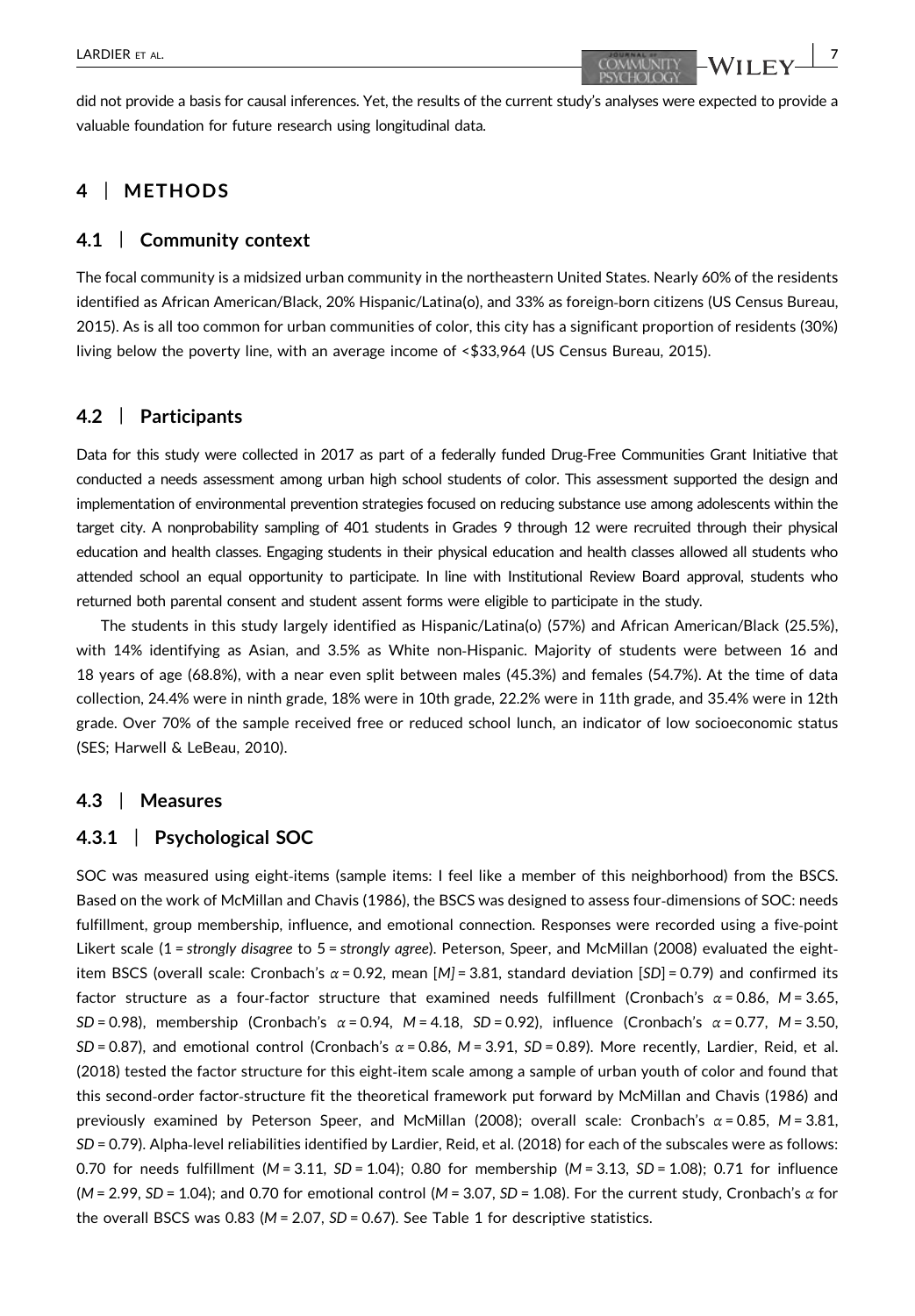did not provide a basis for causal inferences. Yet, the results of the current study's analyses were expected to provide a valuable foundation for future research using longitudinal data.

## 4 | METHODS

### 4.1 | Community context

The focal community is a midsized urban community in the northeastern United States. Nearly 60% of the residents identified as African American/Black, 20% Hispanic/Latina(o), and 33% as foreign-born citizens (US Census Bureau, 2015). As is all too common for urban communities of color, this city has a significant proportion of residents (30%) living below the poverty line, with an average income of <$33,964 (US Census Bureau, 2015).

### 4.2 | Participants

Data for this study were collected in 2017 as part of a federally funded Drug-Free Communities Grant Initiative that conducted a needs assessment among urban high school students of color. This assessment supported the design and implementation of environmental prevention strategies focused on reducing substance use among adolescents within the target city. A nonprobability sampling of 401 students in Grades 9 through 12 were recruited through their physical education and health classes. Engaging students in their physical education and health classes allowed all students who attended school an equal opportunity to participate. In line with Institutional Review Board approval, students who returned both parental consent and student assent forms were eligible to participate in the study.

The students in this study largely identified as Hispanic/Latina(o) (57%) and African American/Black (25.5%), with 14% identifying as Asian, and 3.5% as White non-Hispanic. Majority of students were between 16 and 18 years of age (68.8%), with a near even split between males (45.3%) and females (54.7%). At the time of data collection, 24.4% were in ninth grade, 18% were in 10th grade, 22.2% were in 11th grade, and 35.4% were in 12th grade. Over 70% of the sample received free or reduced school lunch, an indicator of low socioeconomic status (SES; Harwell & LeBeau, 2010).

### 4.3 | Measures

#### 4.3.1 | Psychological SOC

SOC was measured using eight-items (sample items: I feel like a member of this neighborhood) from the BSCS. Based on the work of McMillan and Chavis (1986), the BSCS was designed to assess four-dimensions of SOC: needs fulfillment, group membership, influence, and emotional connection. Responses were recorded using a five-point Likert scale (1 = *strongly disagree* to 5 = *strongly agree*). Peterson, Speer, and McMillan (2008) evaluated the eight-item BSCS (overall scale: Cronbach's $\alpha = 0.92$, mean [$M$] = 3.81, standard deviation [$SD$] = 0.79) and confirmed its factor structure as a four-factor structure that examined needs fulfillment (Cronbach's $\alpha = 0.86$, $M = 3.65$, $SD = 0.98$), membership (Cronbach's $\alpha = 0.94$, $M = 4.18$, $SD = 0.92$), influence (Cronbach's $\alpha = 0.77$, $M = 3.50$, $SD = 0.87$), and emotional control (Cronbach's $\alpha = 0.86$, $M = 3.91$, $SD = 0.89$). More recently, Lardier, Reid, et al. (2018) tested the factor structure for this eight-item scale among a sample of urban youth of color and found that this second-order factor-structure fit the theoretical framework put forward by McMillan and Chavis (1986) and previously examined by Peterson Speer, and McMillan (2008); overall scale: Cronbach's $\alpha = 0.85$, $M = 3.81$, $SD = 0.79$). Alpha-level reliabilities identified by Lardier, Reid, et al. (2018) for each of the subscales were as follows: 0.70 for needs fulfillment ($M = 3.11$, $SD = 1.04$); 0.80 for membership ($M = 3.13$, $SD = 1.08$); 0.71 for influence ($M = 2.99$, $SD = 1.04$); and 0.70 for emotional control ($M = 3.07$, $SD = 1.08$). For the current study, Cronbach's $\alpha$ for the overall BSCS was 0.83 ($M = 2.07$, $SD = 0.67$). See Table 1 for descriptive statistics.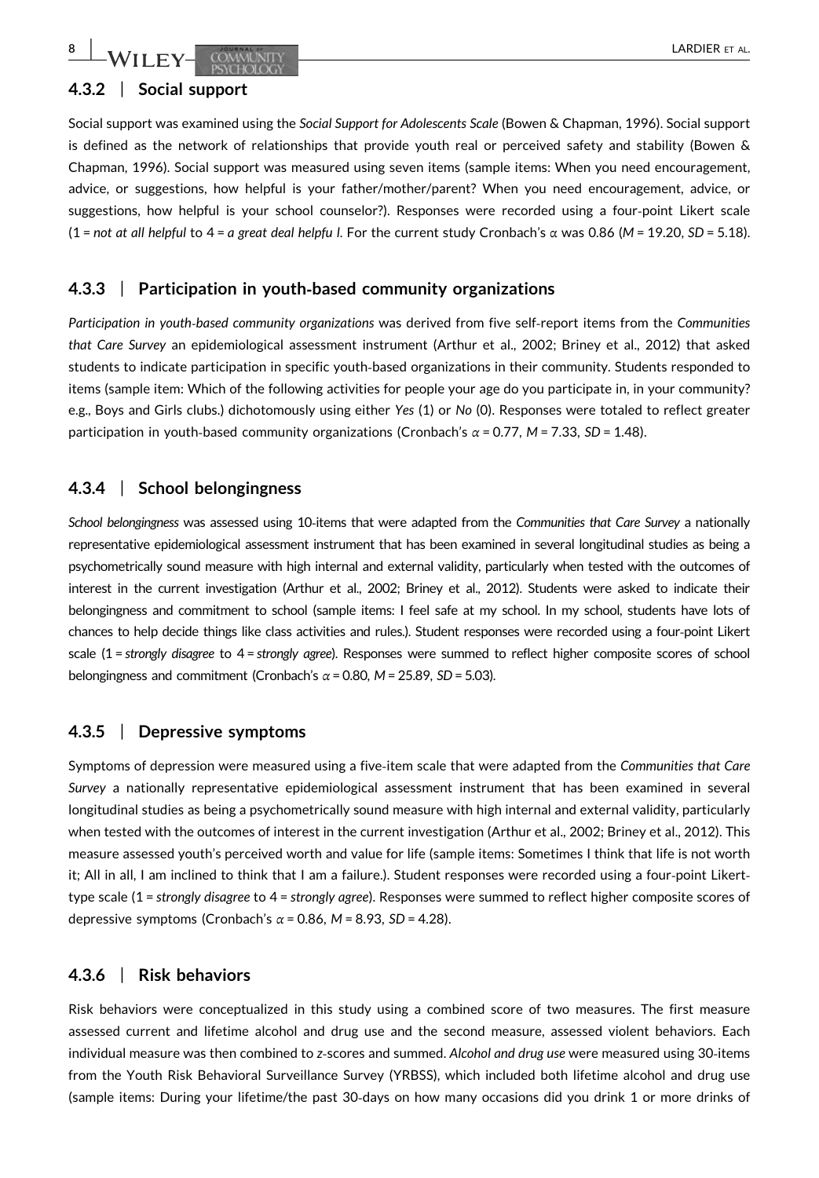### 4.3.2 | Social support

Social support was examined using the *Social Support for Adolescents Scale* (Bowen & Chapman, 1996). Social support is defined as the network of relationships that provide youth real or perceived safety and stability (Bowen & Chapman, 1996). Social support was measured using seven items (sample items: When you need encouragement, advice, or suggestions, how helpful is your father/mother/parent? When you need encouragement, advice, or suggestions, how helpful is your school counselor?). Responses were recorded using a four-point Likert scale (1 = *not at all helpful* to 4 = *a great deal helpfu l*. For the current study Cronbach's $\alpha$ was 0.86 ($M$ = 19.20, $SD$ = 5.18).

### 4.3.3 | Participation in youth-based community organizations

*Participation in youth-based community organizations* was derived from five self-report items from the *Communities that Care Survey* an epidemiological assessment instrument (Arthur et al., 2002; Briney et al., 2012) that asked students to indicate participation in specific youth-based organizations in their community. Students responded to items (sample item: Which of the following activities for people your age do you participate in, in your community? e.g., Boys and Girls clubs.) dichotomously using either *Yes* (1) or *No* (0). Responses were totaled to reflect greater participation in youth-based community organizations (Cronbach's $\alpha$ = 0.77, $M$ = 7.33, $SD$ = 1.48).

### 4.3.4 | School belongingness

*School belongingness* was assessed using 10-items that were adapted from the *Communities that Care Survey* a nationally representative epidemiological assessment instrument that has been examined in several longitudinal studies as being a psychometrically sound measure with high internal and external validity, particularly when tested with the outcomes of interest in the current investigation (Arthur et al., 2002; Briney et al., 2012). Students were asked to indicate their belongingness and commitment to school (sample items: I feel safe at my school. In my school, students have lots of chances to help decide things like class activities and rules.). Student responses were recorded using a four-point Likert scale (1 = *strongly disagree* to 4 = *strongly agree*). Responses were summed to reflect higher composite scores of school belongingness and commitment (Cronbach's $\alpha$ = 0.80, $M$ = 25.89, $SD$ = 5.03).

### 4.3.5 | Depressive symptoms

Symptoms of depression were measured using a five-item scale that were adapted from the *Communities that Care Survey* a nationally representative epidemiological assessment instrument that has been examined in several longitudinal studies as being a psychometrically sound measure with high internal and external validity, particularly when tested with the outcomes of interest in the current investigation (Arthur et al., 2002; Briney et al., 2012). This measure assessed youth's perceived worth and value for life (sample items: Sometimes I think that life is not worth it; All in all, I am inclined to think that I am a failure.). Student responses were recorded using a four-point Likert-type scale (1 = *strongly disagree* to 4 = *strongly agree*). Responses were summed to reflect higher composite scores of depressive symptoms (Cronbach's $\alpha$ = 0.86, $M$ = 8.93, $SD$ = 4.28).

### 4.3.6 | Risk behaviors

Risk behaviors were conceptualized in this study using a combined score of two measures. The first measure assessed current and lifetime alcohol and drug use and the second measure, assessed violent behaviors. Each individual measure was then combined to $z$-scores and summed. *Alcohol and drug use* were measured using 30-items from the Youth Risk Behavioral Surveillance Survey (YRBSS), which included both lifetime alcohol and drug use (sample items: During your lifetime/the past 30-days on how many occasions did you drink 1 or more drinks of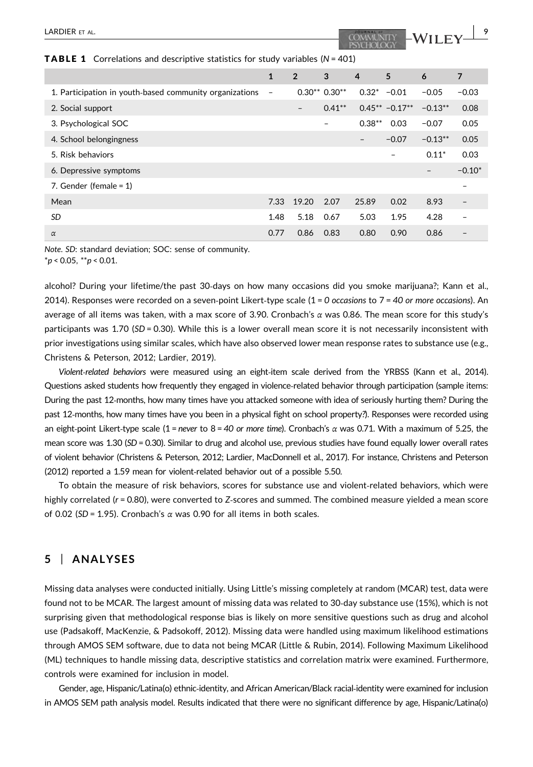**TABLE 1** Correlations and descriptive statistics for study variables ($N$ = 401)

| | 1 | 2 | 3 | 4 | 5 | 6 | 7 |
|---|---|---|---|---|---|---|---|
| 1. Participation in youth-based community organizations | – | 0.30** | 0.30** | 0.32* | −0.01 | −0.05 | −0.03 |
| 2. Social support | | – | 0.41** | 0.45** | −0.17** | −0.13** | 0.08 |
| 3. Psychological SOC | | | – | 0.38** | 0.03 | −0.07 | 0.05 |
| 4. School belongingness | | | | – | −0.07 | −0.13** | 0.05 |
| 5. Risk behaviors | | | | | – | 0.11* | 0.03 |
| 6. Depressive symptoms | | | | | | – | −0.10* |
| 7. Gender (female = 1) | | | | | | | – |
| Mean | 7.33 | 19.20 | 2.07 | 25.89 | 0.02 | 8.93 | – |
| *SD* | 1.48 | 5.18 | 0.67 | 5.03 | 1.95 | 4.28 | – |
| $\alpha$ | 0.77 | 0.86 | 0.83 | 0.80 | 0.90 | 0.86 | – |

*Note*. *SD*: standard deviation; SOC: sense of community.
*$p$ < 0.05, **$p$ < 0.01.

alcohol? During your lifetime/the past 30-days on how many occasions did you smoke marijuana?; Kann et al., 2014). Responses were recorded on a seven-point Likert-type scale (1 = *0 occasions* to 7 = *40 or more occasions*). An average of all items was taken, with a max score of 3.90. Cronbach's $\alpha$ was 0.86. The mean score for this study's participants was 1.70 (*SD* = 0.30). While this is a lower overall mean score it is not necessarily inconsistent with prior investigations using similar scales, which have also observed lower mean response rates to substance use (e.g., Christens & Peterson, 2012; Lardier, 2019).

*Violent-related behaviors* were measured using an eight-item scale derived from the YRBSS (Kann et al., 2014). Questions asked students how frequently they engaged in violence-related behavior through participation (sample items: During the past 12-months, how many times have you attacked someone with idea of seriously hurting them? During the past 12-months, how many times have you been in a physical fight on school property?). Responses were recorded using an eight-point Likert-type scale (1 = *never* to 8 = *40 or more time*). Cronbach's $\alpha$ was 0.71. With a maximum of 5.25, the mean score was 1.30 (*SD* = 0.30). Similar to drug and alcohol use, previous studies have found equally lower overall rates of violent behavior (Christens & Peterson, 2012; Lardier, MacDonnell et al., 2017). For instance, Christens and Peterson (2012) reported a 1.59 mean for violent-related behavior out of a possible 5.50.

To obtain the measure of risk behaviors, scores for substance use and violent-related behaviors, which were highly correlated ($r$ = 0.80), were converted to $Z$-scores and summed. The combined measure yielded a mean score of 0.02 (*SD* = 1.95). Cronbach's $\alpha$ was 0.90 for all items in both scales.

## 5 | ANALYSES

Missing data analyses were conducted initially. Using Little's missing completely at random (MCAR) test, data were found not to be MCAR. The largest amount of missing data was related to 30-day substance use (15%), which is not surprising given that methodological response bias is likely on more sensitive questions such as drug and alcohol use (Padsakoff, MacKenzie, & Padsokoff, 2012). Missing data were handled using maximum likelihood estimations through AMOS SEM software, due to data not being MCAR (Little & Rubin, 2014). Following Maximum Likelihood (ML) techniques to handle missing data, descriptive statistics and correlation matrix were examined. Furthermore, controls were examined for inclusion in model.

Gender, age, Hispanic/Latina(o) ethnic-identity, and African American/Black racial-identity were examined for inclusion in AMOS SEM path analysis model. Results indicated that there were no significant difference by age, Hispanic/Latina(o)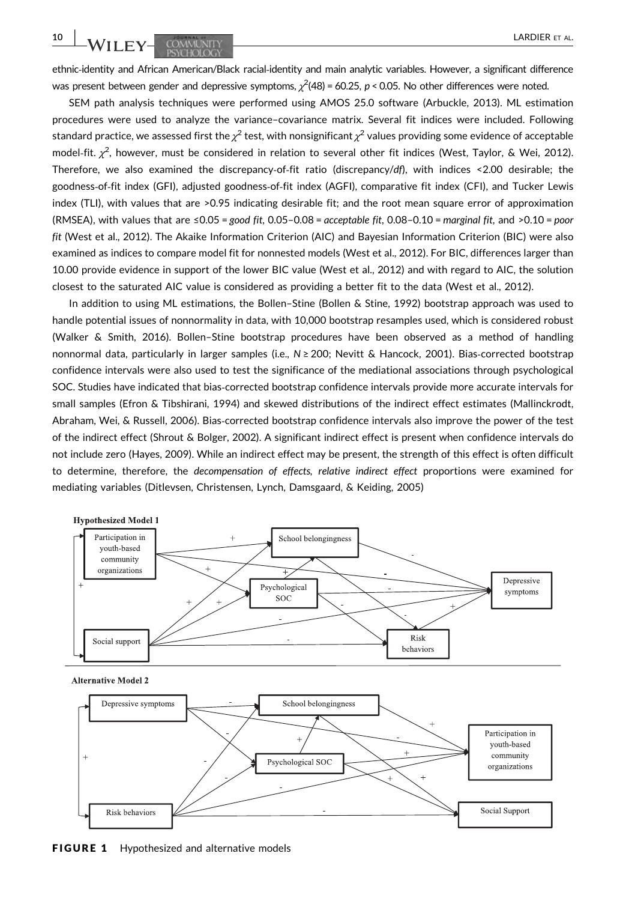ethnic-identity and African American/Black racial-identity and main analytic variables. However, a significant difference was present between gender and depressive symptoms, $\chi^2(48) = 60.25$, $p < 0.05$. No other differences were noted.

SEM path analysis techniques were performed using AMOS 25.0 software (Arbuckle, 2013). ML estimation procedures were used to analyze the variance–covariance matrix. Several fit indices were included. Following standard practice, we assessed first the $\chi^2$ test, with nonsignificant $\chi^2$ values providing some evidence of acceptable model-fit. $\chi^2$, however, must be considered in relation to several other fit indices (West, Taylor, & Wei, 2012). Therefore, we also examined the discrepancy-of-fit ratio (discrepancy/*df*), with indices <2.00 desirable; the goodness-of-fit index (GFI), adjusted goodness-of-fit index (AGFI), comparative fit index (CFI), and Tucker Lewis index (TLI), with values that are >0.95 indicating desirable fit; and the root mean square error of approximation (RMSEA), with values that are ≤0.05 = *good fit*, 0.05–0.08 = *acceptable fit*, 0.08–0.10 = *marginal fit*, and >0.10 = *poor fit* (West et al., 2012). The Akaike Information Criterion (AIC) and Bayesian Information Criterion (BIC) were also examined as indices to compare model fit for nonnested models (West et al., 2012). For BIC, differences larger than 10.00 provide evidence in support of the lower BIC value (West et al., 2012) and with regard to AIC, the solution closest to the saturated AIC value is considered as providing a better fit to the data (West et al., 2012).

In addition to using ML estimations, the Bollen–Stine (Bollen & Stine, 1992) bootstrap approach was used to handle potential issues of nonnormality in data, with 10,000 bootstrap resamples used, which is considered robust (Walker & Smith, 2016). Bollen–Stine bootstrap procedures have been observed as a method of handling nonnormal data, particularly in larger samples (i.e., $N \geq 200$; Nevitt & Hancock, 2001). Bias-corrected bootstrap confidence intervals were also used to test the significance of the mediational associations through psychological SOC. Studies have indicated that bias-corrected bootstrap confidence intervals provide more accurate intervals for small samples (Efron & Tibshirani, 1994) and skewed distributions of the indirect effect estimates (Mallinckrodt, Abraham, Wei, & Russell, 2006). Bias-corrected bootstrap confidence intervals also improve the power of the test of the indirect effect (Shrout & Bolger, 2002). A significant indirect effect is present when confidence intervals do not include zero (Hayes, 2009). While an indirect effect may be present, the strength of this effect is often difficult to determine, therefore, the *decompensation of effects, relative indirect effect* proportions were examined for mediating variables (Ditlevsen, Christensen, Lynch, Damsgaard, & Keiding, 2005)

**Hypothesized Model 1**

**Alternative Model 2**

**FIGURE 1** Hypothesized and alternative models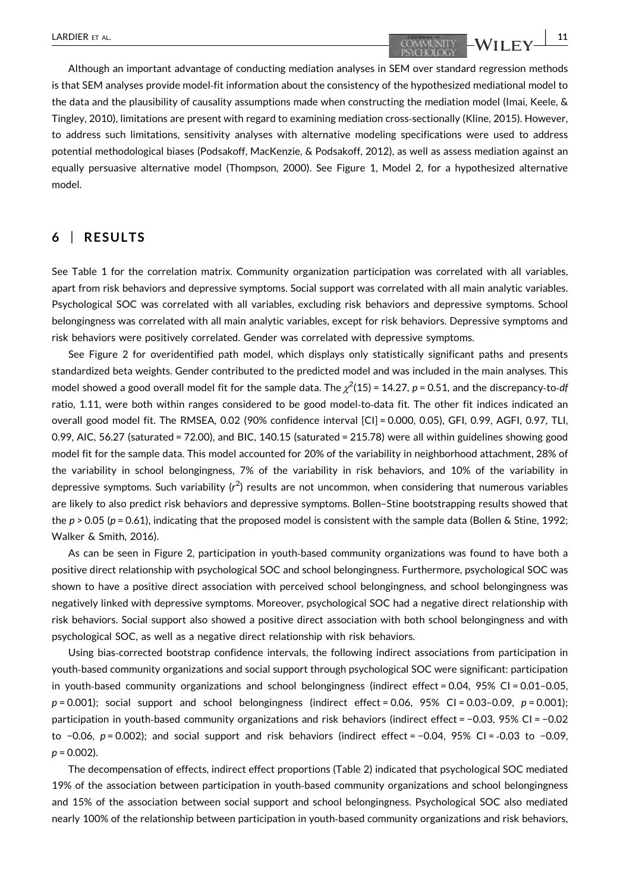Although an important advantage of conducting mediation analyses in SEM over standard regression methods is that SEM analyses provide model-fit information about the consistency of the hypothesized mediational model to the data and the plausibility of causality assumptions made when constructing the mediation model (Imai, Keele, & Tingley, 2010), limitations are present with regard to examining mediation cross-sectionally (Kline, 2015). However, to address such limitations, sensitivity analyses with alternative modeling specifications were used to address potential methodological biases (Podsakoff, MacKenzie, & Podsakoff, 2012), as well as assess mediation against an equally persuasive alternative model (Thompson, 2000). See Figure 1, Model 2, for a hypothesized alternative model.

## 6 | RESULTS

See Table 1 for the correlation matrix. Community organization participation was correlated with all variables, apart from risk behaviors and depressive symptoms. Social support was correlated with all main analytic variables. Psychological SOC was correlated with all variables, excluding risk behaviors and depressive symptoms. School belongingness was correlated with all main analytic variables, except for risk behaviors. Depressive symptoms and risk behaviors were positively correlated. Gender was correlated with depressive symptoms.

See Figure 2 for overidentified path model, which displays only statistically significant paths and presents standardized beta weights. Gender contributed to the predicted model and was included in the main analyses. This model showed a good overall model fit for the sample data. The $\chi^2(15) = 14.27$, $p = 0.51$, and the discrepancy-to-*df* ratio, 1.11, were both within ranges considered to be good model-to-data fit. The other fit indices indicated an overall good model fit. The RMSEA, 0.02 (90% confidence interval [CI] = 0.000, 0.05), GFI, 0.99, AGFI, 0.97, TLI, 0.99, AIC, 56.27 (saturated = 72.00), and BIC, 140.15 (saturated = 215.78) were all within guidelines showing good model fit for the sample data. This model accounted for 20% of the variability in neighborhood attachment, 28% of the variability in school belongingness, 7% of the variability in risk behaviors, and 10% of the variability in depressive symptoms. Such variability ($r^2$) results are not uncommon, when considering that numerous variables are likely to also predict risk behaviors and depressive symptoms. Bollen–Stine bootstrapping results showed that the $p > 0.05$ ($p = 0.61$), indicating that the proposed model is consistent with the sample data (Bollen & Stine, 1992; Walker & Smith, 2016).

As can be seen in Figure 2, participation in youth-based community organizations was found to have both a positive direct relationship with psychological SOC and school belongingness. Furthermore, psychological SOC was shown to have a positive direct association with perceived school belongingness, and school belongingness was negatively linked with depressive symptoms. Moreover, psychological SOC had a negative direct relationship with risk behaviors. Social support also showed a positive direct association with both school belongingness and with psychological SOC, as well as a negative direct relationship with risk behaviors.

Using bias-corrected bootstrap confidence intervals, the following indirect associations from participation in youth-based community organizations and social support through psychological SOC were significant: participation in youth-based community organizations and school belongingness (indirect effect = 0.04, 95% CI = 0.01–0.05, $p = 0.001$); social support and school belongingness (indirect effect = 0.06, 95% CI = 0.03–0.09, $p = 0.001$); participation in youth-based community organizations and risk behaviors (indirect effect = −0.03, 95% CI = −0.02 to −0.06, $p = 0.002$); and social support and risk behaviors (indirect effect = −0.04, 95% CI = -0.03 to −0.09, $p = 0.002$).

The decompensation of effects, indirect effect proportions (Table 2) indicated that psychological SOC mediated 19% of the association between participation in youth-based community organizations and school belongingness and 15% of the association between social support and school belongingness. Psychological SOC also mediated nearly 100% of the relationship between participation in youth-based community organizations and risk behaviors,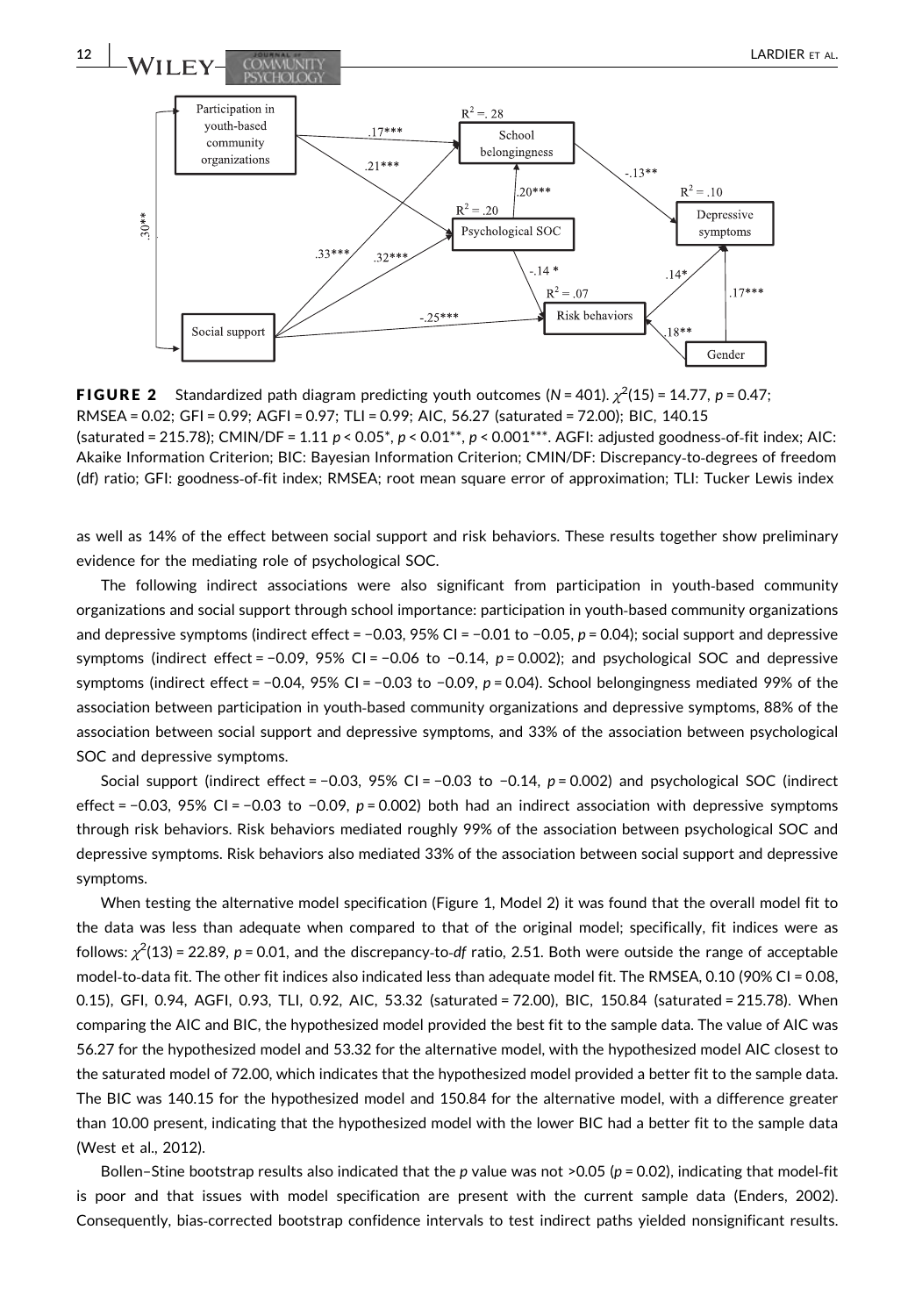**FIGURE 2** Standardized path diagram predicting youth outcomes (*N* = 401). $\chi^2(15) = 14.77$, $p = 0.47$; RMSEA = 0.02; GFI = 0.99; AGFI = 0.97; TLI = 0.99; AIC, 56.27 (saturated = 72.00); BIC, 140.15 (saturated = 215.78); CMIN/DF = 1.11 $p < 0.05$*, $p < 0.01$**, $p < 0.001$***. AGFI: adjusted goodness-of-fit index; AIC: Akaike Information Criterion; BIC: Bayesian Information Criterion; CMIN/DF: Discrepancy-to-degrees of freedom (df) ratio; GFI: goodness-of-fit index; RMSEA; root mean square error of approximation; TLI: Tucker Lewis index

as well as 14% of the effect between social support and risk behaviors. These results together show preliminary evidence for the mediating role of psychological SOC.

The following indirect associations were also significant from participation in youth-based community organizations and social support through school importance: participation in youth-based community organizations and depressive symptoms (indirect effect = −0.03, 95% CI = −0.01 to −0.05, $p = 0.04$); social support and depressive symptoms (indirect effect = −0.09, 95% CI = −0.06 to −0.14, $p = 0.002$); and psychological SOC and depressive symptoms (indirect effect = −0.04, 95% CI = −0.03 to −0.09, $p = 0.04$). School belongingness mediated 99% of the association between participation in youth-based community organizations and depressive symptoms, 88% of the association between social support and depressive symptoms, and 33% of the association between psychological SOC and depressive symptoms.

Social support (indirect effect = −0.03, 95% CI = −0.03 to −0.14, $p = 0.002$) and psychological SOC (indirect effect = −0.03, 95% CI = −0.03 to −0.09, $p = 0.002$) both had an indirect association with depressive symptoms through risk behaviors. Risk behaviors mediated roughly 99% of the association between psychological SOC and depressive symptoms. Risk behaviors also mediated 33% of the association between social support and depressive symptoms.

When testing the alternative model specification (Figure 1, Model 2) it was found that the overall model fit to the data was less than adequate when compared to that of the original model; specifically, fit indices were as follows: $\chi^2(13) = 22.89$, $p = 0.01$, and the discrepancy-to-*df* ratio, 2.51. Both were outside the range of acceptable model-to-data fit. The other fit indices also indicated less than adequate model fit. The RMSEA, 0.10 (90% CI = 0.08, 0.15), GFI, 0.94, AGFI, 0.93, TLI, 0.92, AIC, 53.32 (saturated = 72.00), BIC, 150.84 (saturated = 215.78). When comparing the AIC and BIC, the hypothesized model provided the best fit to the sample data. The value of AIC was 56.27 for the hypothesized model and 53.32 for the alternative model, with the hypothesized model AIC closest to the saturated model of 72.00, which indicates that the hypothesized model provided a better fit to the sample data. The BIC was 140.15 for the hypothesized model and 150.84 for the alternative model, with a difference greater than 10.00 present, indicating that the hypothesized model with the lower BIC had a better fit to the sample data (West et al., 2012).

Bollen–Stine bootstrap results also indicated that the *p* value was not >0.05 ($p = 0.02$), indicating that model-fit is poor and that issues with model specification are present with the current sample data (Enders, 2002). Consequently, bias-corrected bootstrap confidence intervals to test indirect paths yielded nonsignificant results.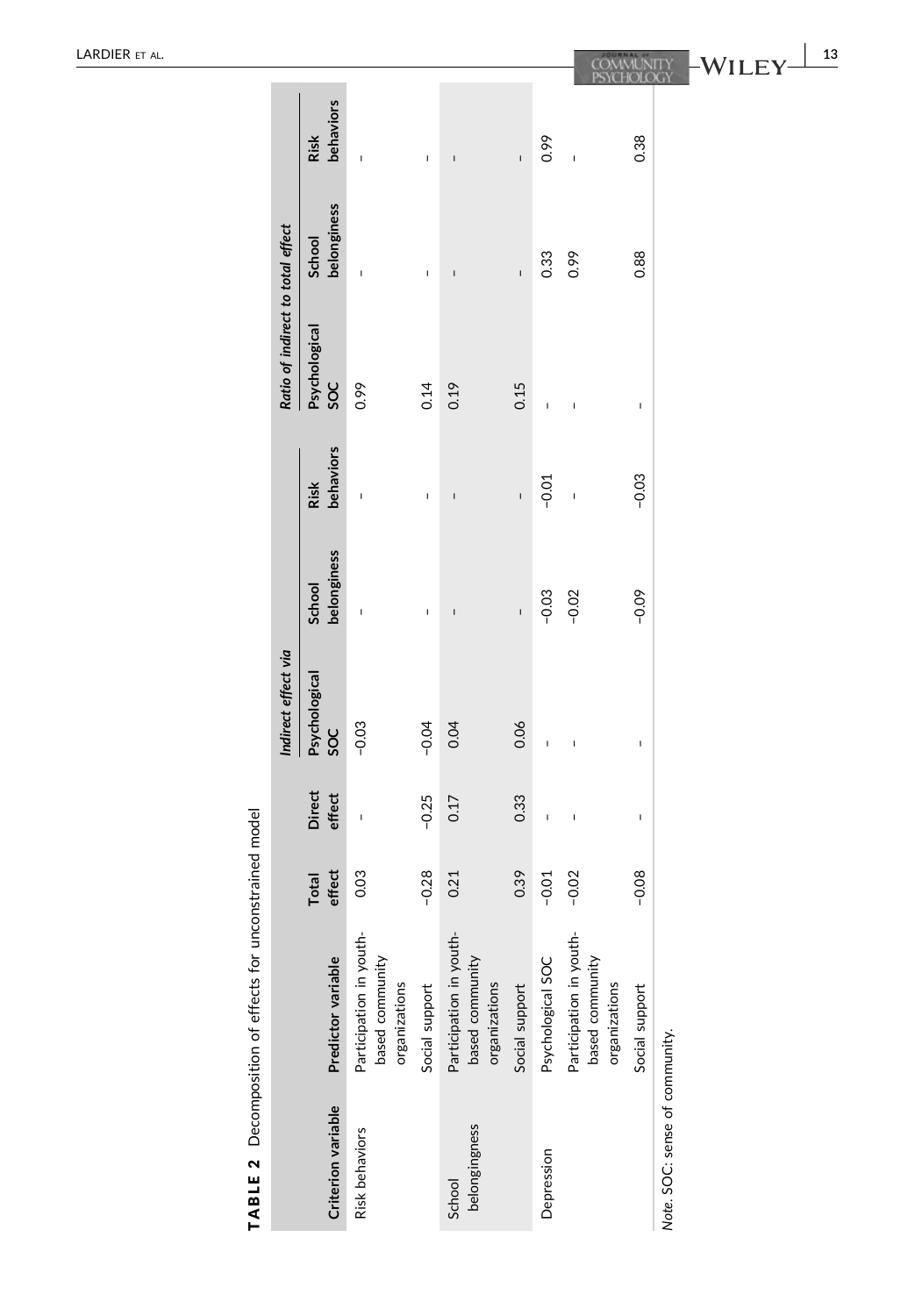**TABLE 2** Decomposition of effects for unconstrained model

| Criterion variable | Predictor variable | Total effect | Direct effect | Indirect effect via | | | Ratio of indirect to total effect | | |
|---|---|---|---|---|---|---|---|---|---|
| | | | | Psychological SOC | School belonginess | Risk behaviors | Psychological SOC | School belonginess | Risk behaviors |
| Risk behaviors | Participation in youth-based community organizations | 0.03 | – | −0.03 | – | – | 0.99 | – | – |
| | Social support | −0.28 | −0.25 | −0.04 | – | – | 0.14 | – | – |
| School belongingness | Participation in youth-based community organizations | 0.21 | 0.17 | 0.04 | – | – | 0.19 | – | – |
| | Social support | 0.39 | 0.33 | 0.06 | – | – | 0.15 | – | – |
| Depression | Psychological SOC | −0.01 | – | – | −0.03 | −0.01 | – | 0.33 | 0.99 |
| | Participation in youth-based community organizations | −0.02 | – | – | −0.02 | – | – | 0.99 | – |
| | Social support | −0.08 | – | – | −0.09 | −0.03 | – | 0.88 | 0.38 |

*Note*. SOC: sense of community.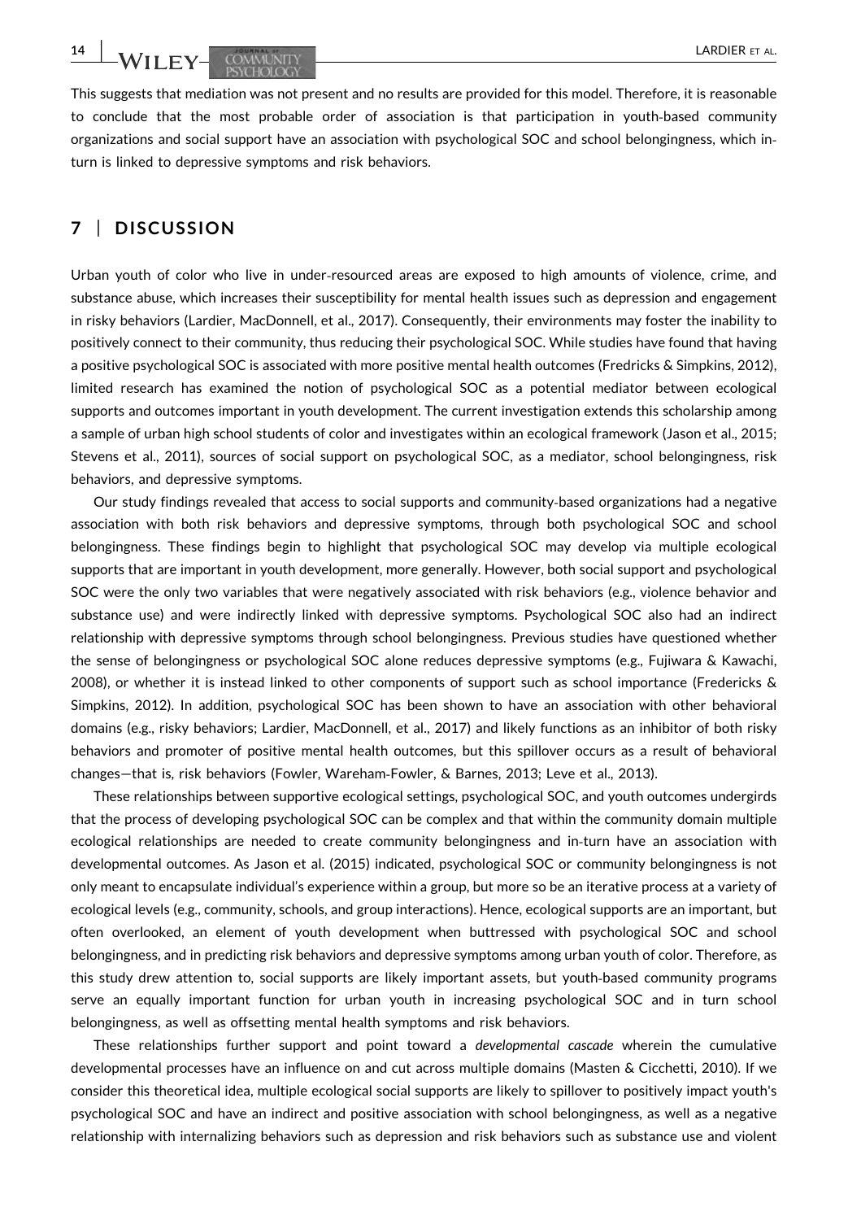This suggests that mediation was not present and no results are provided for this model. Therefore, it is reasonable to conclude that the most probable order of association is that participation in youth-based community organizations and social support have an association with psychological SOC and school belongingness, which in-turn is linked to depressive symptoms and risk behaviors.

## 7 | DISCUSSION

Urban youth of color who live in under-resourced areas are exposed to high amounts of violence, crime, and substance abuse, which increases their susceptibility for mental health issues such as depression and engagement in risky behaviors (Lardier, MacDonnell, et al., 2017). Consequently, their environments may foster the inability to positively connect to their community, thus reducing their psychological SOC. While studies have found that having a positive psychological SOC is associated with more positive mental health outcomes (Fredricks & Simpkins, 2012), limited research has examined the notion of psychological SOC as a potential mediator between ecological supports and outcomes important in youth development. The current investigation extends this scholarship among a sample of urban high school students of color and investigates within an ecological framework (Jason et al., 2015; Stevens et al., 2011), sources of social support on psychological SOC, as a mediator, school belongingness, risk behaviors, and depressive symptoms.

Our study findings revealed that access to social supports and community-based organizations had a negative association with both risk behaviors and depressive symptoms, through both psychological SOC and school belongingness. These findings begin to highlight that psychological SOC may develop via multiple ecological supports that are important in youth development, more generally. However, both social support and psychological SOC were the only two variables that were negatively associated with risk behaviors (e.g., violence behavior and substance use) and were indirectly linked with depressive symptoms. Psychological SOC also had an indirect relationship with depressive symptoms through school belongingness. Previous studies have questioned whether the sense of belongingness or psychological SOC alone reduces depressive symptoms (e.g., Fujiwara & Kawachi, 2008), or whether it is instead linked to other components of support such as school importance (Fredericks & Simpkins, 2012). In addition, psychological SOC has been shown to have an association with other behavioral domains (e.g., risky behaviors; Lardier, MacDonnell, et al., 2017) and likely functions as an inhibitor of both risky behaviors and promoter of positive mental health outcomes, but this spillover occurs as a result of behavioral changes—that is, risk behaviors (Fowler, Wareham-Fowler, & Barnes, 2013; Leve et al., 2013).

These relationships between supportive ecological settings, psychological SOC, and youth outcomes undergirds that the process of developing psychological SOC can be complex and that within the community domain multiple ecological relationships are needed to create community belongingness and in-turn have an association with developmental outcomes. As Jason et al. (2015) indicated, psychological SOC or community belongingness is not only meant to encapsulate individual's experience within a group, but more so be an iterative process at a variety of ecological levels (e.g., community, schools, and group interactions). Hence, ecological supports are an important, but often overlooked, an element of youth development when buttressed with psychological SOC and school belongingness, and in predicting risk behaviors and depressive symptoms among urban youth of color. Therefore, as this study drew attention to, social supports are likely important assets, but youth-based community programs serve an equally important function for urban youth in increasing psychological SOC and in turn school belongingness, as well as offsetting mental health symptoms and risk behaviors.

These relationships further support and point toward a *developmental cascade* wherein the cumulative developmental processes have an influence on and cut across multiple domains (Masten & Cicchetti, 2010). If we consider this theoretical idea, multiple ecological social supports are likely to spillover to positively impact youth's psychological SOC and have an indirect and positive association with school belongingness, as well as a negative relationship with internalizing behaviors such as depression and risk behaviors such as substance use and violent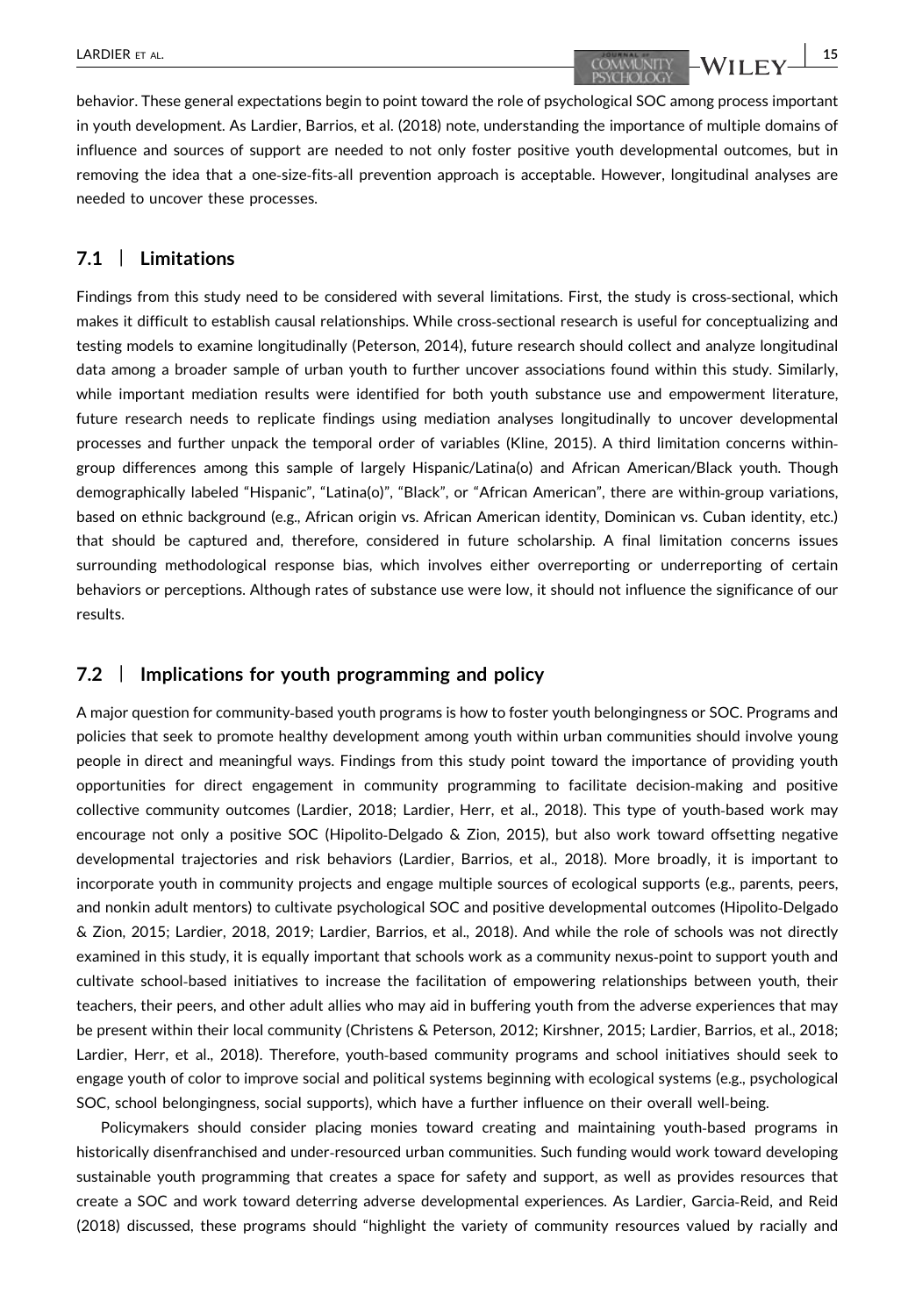behavior. These general expectations begin to point toward the role of psychological SOC among process important in youth development. As Lardier, Barrios, et al. (2018) note, understanding the importance of multiple domains of influence and sources of support are needed to not only foster positive youth developmental outcomes, but in removing the idea that a one-size-fits-all prevention approach is acceptable. However, longitudinal analyses are needed to uncover these processes.

## 7.1 | Limitations

Findings from this study need to be considered with several limitations. First, the study is cross-sectional, which makes it difficult to establish causal relationships. While cross-sectional research is useful for conceptualizing and testing models to examine longitudinally (Peterson, 2014), future research should collect and analyze longitudinal data among a broader sample of urban youth to further uncover associations found within this study. Similarly, while important mediation results were identified for both youth substance use and empowerment literature, future research needs to replicate findings using mediation analyses longitudinally to uncover developmental processes and further unpack the temporal order of variables (Kline, 2015). A third limitation concerns within-group differences among this sample of largely Hispanic/Latina(o) and African American/Black youth. Though demographically labeled "Hispanic", "Latina(o)", "Black", or "African American", there are within-group variations, based on ethnic background (e.g., African origin vs. African American identity, Dominican vs. Cuban identity, etc.) that should be captured and, therefore, considered in future scholarship. A final limitation concerns issues surrounding methodological response bias, which involves either overreporting or underreporting of certain behaviors or perceptions. Although rates of substance use were low, it should not influence the significance of our results.

## 7.2 | Implications for youth programming and policy

A major question for community-based youth programs is how to foster youth belongingness or SOC. Programs and policies that seek to promote healthy development among youth within urban communities should involve young people in direct and meaningful ways. Findings from this study point toward the importance of providing youth opportunities for direct engagement in community programming to facilitate decision-making and positive collective community outcomes (Lardier, 2018; Lardier, Herr, et al., 2018). This type of youth-based work may encourage not only a positive SOC (Hipolito-Delgado & Zion, 2015), but also work toward offsetting negative developmental trajectories and risk behaviors (Lardier, Barrios, et al., 2018). More broadly, it is important to incorporate youth in community projects and engage multiple sources of ecological supports (e.g., parents, peers, and nonkin adult mentors) to cultivate psychological SOC and positive developmental outcomes (Hipolito-Delgado & Zion, 2015; Lardier, 2018, 2019; Lardier, Barrios, et al., 2018). And while the role of schools was not directly examined in this study, it is equally important that schools work as a community nexus-point to support youth and cultivate school-based initiatives to increase the facilitation of empowering relationships between youth, their teachers, their peers, and other adult allies who may aid in buffering youth from the adverse experiences that may be present within their local community (Christens & Peterson, 2012; Kirshner, 2015; Lardier, Barrios, et al., 2018; Lardier, Herr, et al., 2018). Therefore, youth-based community programs and school initiatives should seek to engage youth of color to improve social and political systems beginning with ecological systems (e.g., psychological SOC, school belongingness, social supports), which have a further influence on their overall well-being.

Policymakers should consider placing monies toward creating and maintaining youth-based programs in historically disenfranchised and under-resourced urban communities. Such funding would work toward developing sustainable youth programming that creates a space for safety and support, as well as provides resources that create a SOC and work toward deterring adverse developmental experiences. As Lardier, Garcia-Reid, and Reid (2018) discussed, these programs should "highlight the variety of community resources valued by racially and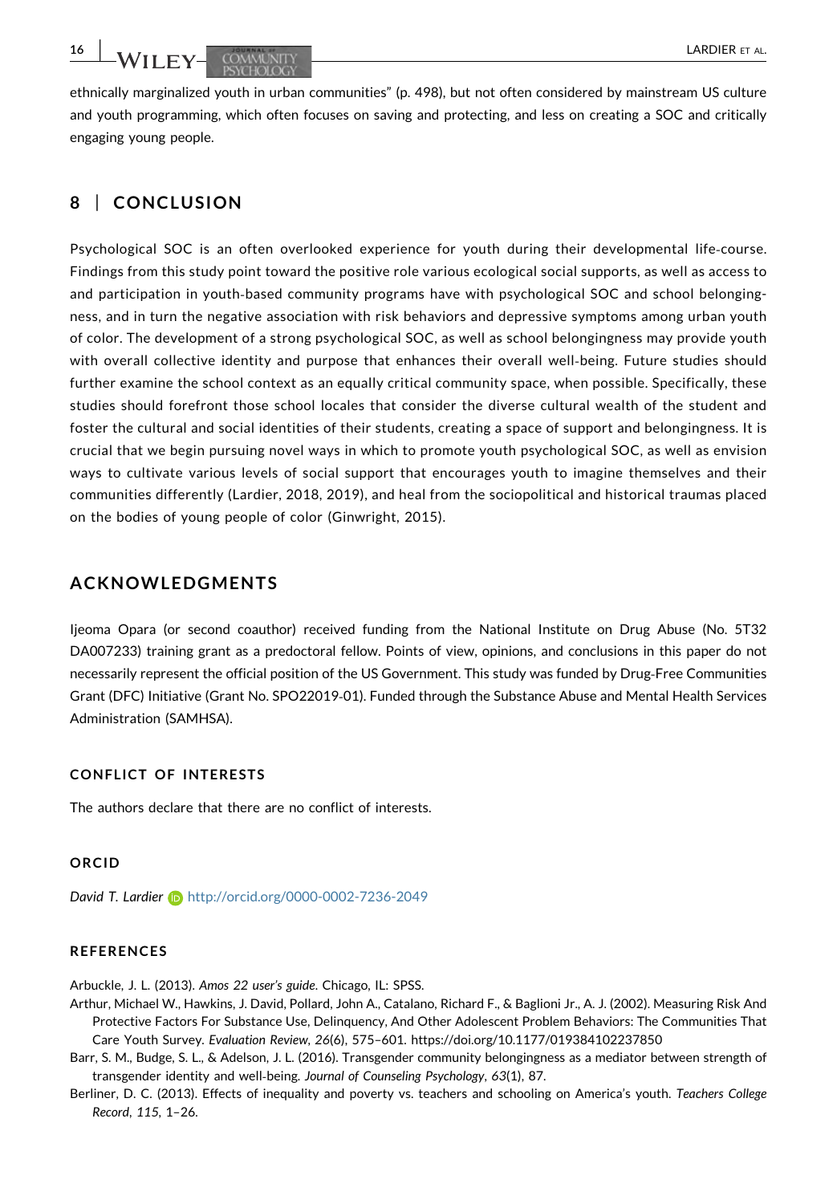ethnically marginalized youth in urban communities" (p. 498), but not often considered by mainstream US culture and youth programming, which often focuses on saving and protecting, and less on creating a SOC and critically engaging young people.

## 8 | CONCLUSION

Psychological SOC is an often overlooked experience for youth during their developmental life-course. Findings from this study point toward the positive role various ecological social supports, as well as access to and participation in youth-based community programs have with psychological SOC and school belongingness, and in turn the negative association with risk behaviors and depressive symptoms among urban youth of color. The development of a strong psychological SOC, as well as school belongingness may provide youth with overall collective identity and purpose that enhances their overall well-being. Future studies should further examine the school context as an equally critical community space, when possible. Specifically, these studies should forefront those school locales that consider the diverse cultural wealth of the student and foster the cultural and social identities of their students, creating a space of support and belongingness. It is crucial that we begin pursuing novel ways in which to promote youth psychological SOC, as well as envision ways to cultivate various levels of social support that encourages youth to imagine themselves and their communities differently (Lardier, 2018, 2019), and heal from the sociopolitical and historical traumas placed on the bodies of young people of color (Ginwright, 2015).

## ACKNOWLEDGMENTS

Ijeoma Opara (or second coauthor) received funding from the National Institute on Drug Abuse (No. 5T32 DA007233) training grant as a predoctoral fellow. Points of view, opinions, and conclusions in this paper do not necessarily represent the official position of the US Government. This study was funded by Drug-Free Communities Grant (DFC) Initiative (Grant No. SPO22019-01). Funded through the Substance Abuse and Mental Health Services Administration (SAMHSA).

### CONFLICT OF INTERESTS

The authors declare that there are no conflict of interests.

### ORCID

*David T. Lardier* http://orcid.org/0000-0002-7236-2049

### REFERENCES

Arbuckle, J. L. (2013). *Amos 22 user's guide*. Chicago, IL: SPSS.

Arthur, Michael W., Hawkins, J. David, Pollard, John A., Catalano, Richard F., & Baglioni Jr., A. J. (2002). Measuring Risk And Protective Factors For Substance Use, Delinquency, And Other Adolescent Problem Behaviors: The Communities That Care Youth Survey. *Evaluation Review*, *26*(6), 575–601. https://doi.org/10.1177/019384102237850

Barr, S. M., Budge, S. L., & Adelson, J. L. (2016). Transgender community belongingness as a mediator between strength of transgender identity and well-being. *Journal of Counseling Psychology*, *63*(1), 87.

Berliner, D. C. (2013). Effects of inequality and poverty vs. teachers and schooling on America's youth. *Teachers College Record*, *115*, 1–26.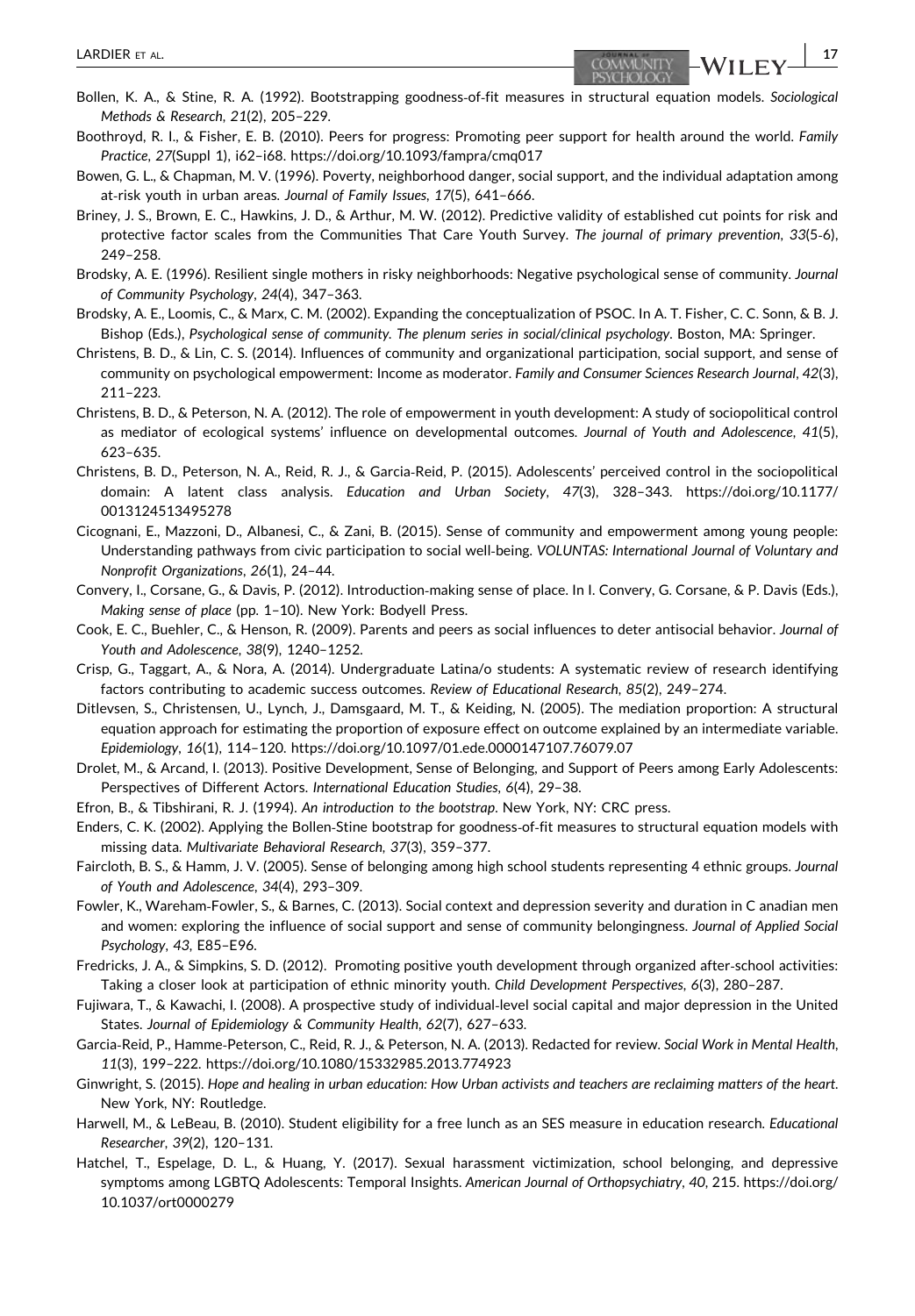Bollen, K. A., & Stine, R. A. (1992). Bootstrapping goodness-of-fit measures in structural equation models. *Sociological Methods & Research*, *21*(2), 205–229.

Boothroyd, R. I., & Fisher, E. B. (2010). Peers for progress: Promoting peer support for health around the world. *Family Practice*, *27*(Suppl 1), i62–i68. https://doi.org/10.1093/fampra/cmq017

Bowen, G. L., & Chapman, M. V. (1996). Poverty, neighborhood danger, social support, and the individual adaptation among at-risk youth in urban areas. *Journal of Family Issues*, *17*(5), 641–666.

Briney, J. S., Brown, E. C., Hawkins, J. D., & Arthur, M. W. (2012). Predictive validity of established cut points for risk and protective factor scales from the Communities That Care Youth Survey. *The journal of primary prevention*, *33*(5-6), 249–258.

Brodsky, A. E. (1996). Resilient single mothers in risky neighborhoods: Negative psychological sense of community. *Journal of Community Psychology*, *24*(4), 347–363.

Brodsky, A. E., Loomis, C., & Marx, C. M. (2002). Expanding the conceptualization of PSOC. In A. T. Fisher, C. C. Sonn, & B. J. Bishop (Eds.), *Psychological sense of community. The plenum series in social/clinical psychology*. Boston, MA: Springer.

Christens, B. D., & Lin, C. S. (2014). Influences of community and organizational participation, social support, and sense of community on psychological empowerment: Income as moderator. *Family and Consumer Sciences Research Journal*, *42*(3), 211–223.

Christens, B. D., & Peterson, N. A. (2012). The role of empowerment in youth development: A study of sociopolitical control as mediator of ecological systems' influence on developmental outcomes. *Journal of Youth and Adolescence*, *41*(5), 623–635.

Christens, B. D., Peterson, N. A., Reid, R. J., & Garcia-Reid, P. (2015). Adolescents' perceived control in the sociopolitical domain: A latent class analysis. *Education and Urban Society*, *47*(3), 328–343. https://doi.org/10.1177/0013124513495278

Cicognani, E., Mazzoni, D., Albanesi, C., & Zani, B. (2015). Sense of community and empowerment among young people: Understanding pathways from civic participation to social well-being. *VOLUNTAS: International Journal of Voluntary and Nonprofit Organizations*, *26*(1), 24–44.

Convery, I., Corsane, G., & Davis, P. (2012). Introduction-making sense of place. In I. Convery, G. Corsane, & P. Davis (Eds.), *Making sense of place* (pp. 1–10). New York: Bodyell Press.

Cook, E. C., Buehler, C., & Henson, R. (2009). Parents and peers as social influences to deter antisocial behavior. *Journal of Youth and Adolescence*, *38*(9), 1240–1252.

Crisp, G., Taggart, A., & Nora, A. (2014). Undergraduate Latina/o students: A systematic review of research identifying factors contributing to academic success outcomes. *Review of Educational Research*, *85*(2), 249–274.

Ditlevsen, S., Christensen, U., Lynch, J., Damsgaard, M. T., & Keiding, N. (2005). The mediation proportion: A structural equation approach for estimating the proportion of exposure effect on outcome explained by an intermediate variable. *Epidemiology*, *16*(1), 114–120. https://doi.org/10.1097/01.ede.0000147107.76079.07

Drolet, M., & Arcand, I. (2013). Positive Development, Sense of Belonging, and Support of Peers among Early Adolescents: Perspectives of Different Actors. *International Education Studies*, *6*(4), 29–38.

Efron, B., & Tibshirani, R. J. (1994). *An introduction to the bootstrap*. New York, NY: CRC press.

Enders, C. K. (2002). Applying the Bollen-Stine bootstrap for goodness-of-fit measures to structural equation models with missing data. *Multivariate Behavioral Research*, *37*(3), 359–377.

Faircloth, B. S., & Hamm, J. V. (2005). Sense of belonging among high school students representing 4 ethnic groups. *Journal of Youth and Adolescence*, *34*(4), 293–309.

Fowler, K., Wareham-Fowler, S., & Barnes, C. (2013). Social context and depression severity and duration in C anadian men and women: exploring the influence of social support and sense of community belongingness. *Journal of Applied Social Psychology*, *43*, E85–E96.

Fredricks, J. A., & Simpkins, S. D. (2012). Promoting positive youth development through organized after-school activities: Taking a closer look at participation of ethnic minority youth. *Child Development Perspectives*, *6*(3), 280–287.

Fujiwara, T., & Kawachi, I. (2008). A prospective study of individual-level social capital and major depression in the United States. *Journal of Epidemiology & Community Health*, *62*(7), 627–633.

Garcia-Reid, P., Hamme-Peterson, C., Reid, R. J., & Peterson, N. A. (2013). Redacted for review. *Social Work in Mental Health*, *11*(3), 199–222. https://doi.org/10.1080/15332985.2013.774923

Ginwright, S. (2015). *Hope and healing in urban education: How Urban activists and teachers are reclaiming matters of the heart*. New York, NY: Routledge.

Harwell, M., & LeBeau, B. (2010). Student eligibility for a free lunch as an SES measure in education research. *Educational Researcher*, *39*(2), 120–131.

Hatchel, T., Espelage, D. L., & Huang, Y. (2017). Sexual harassment victimization, school belonging, and depressive symptoms among LGBTQ Adolescents: Temporal Insights. *American Journal of Orthopsychiatry*, *40*, 215. https://doi.org/10.1037/ort0000279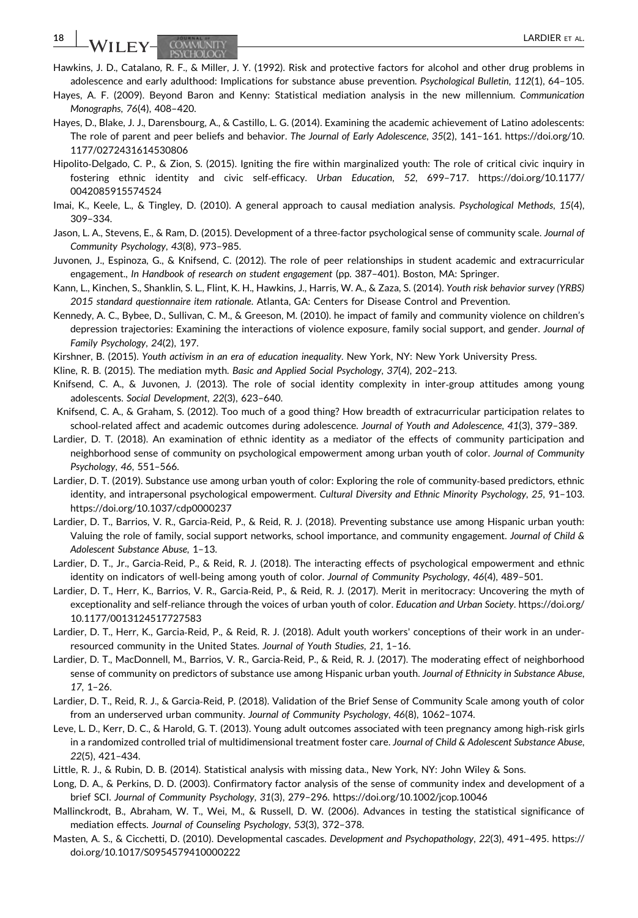Hawkins, J. D., Catalano, R. F., & Miller, J. Y. (1992). Risk and protective factors for alcohol and other drug problems in adolescence and early adulthood: Implications for substance abuse prevention. *Psychological Bulletin*, *112*(1), 64–105.

Hayes, A. F. (2009). Beyond Baron and Kenny: Statistical mediation analysis in the new millennium. *Communication Monographs*, *76*(4), 408–420.

Hayes, D., Blake, J. J., Darensbourg, A., & Castillo, L. G. (2014). Examining the academic achievement of Latino adolescents: The role of parent and peer beliefs and behavior. *The Journal of Early Adolescence*, *35*(2), 141–161. https://doi.org/10.1177/0272431614530806

Hipolito-Delgado, C. P., & Zion, S. (2015). Igniting the fire within marginalized youth: The role of critical civic inquiry in fostering ethnic identity and civic self-efficacy. *Urban Education*, *52*, 699–717. https://doi.org/10.1177/0042085915574524

Imai, K., Keele, L., & Tingley, D. (2010). A general approach to causal mediation analysis. *Psychological Methods*, *15*(4), 309–334.

Jason, L. A., Stevens, E., & Ram, D. (2015). Development of a three-factor psychological sense of community scale. *Journal of Community Psychology*, *43*(8), 973–985.

Juvonen, J., Espinoza, G., & Knifsend, C. (2012). The role of peer relationships in student academic and extracurricular engagement., *In Handbook of research on student engagement* (pp. 387–401). Boston, MA: Springer.

Kann, L., Kinchen, S., Shanklin, S. L., Flint, K. H., Hawkins, J., Harris, W. A., & Zaza, S. (2014). *Youth risk behavior survey (YRBS) 2015 standard questionnaire item rationale*. Atlanta, GA: Centers for Disease Control and Prevention.

Kennedy, A. C., Bybee, D., Sullivan, C. M., & Greeson, M. (2010). he impact of family and community violence on children's depression trajectories: Examining the interactions of violence exposure, family social support, and gender. *Journal of Family Psychology*, *24*(2), 197.

Kirshner, B. (2015). *Youth activism in an era of education inequality*. New York, NY: New York University Press.

Kline, R. B. (2015). The mediation myth. *Basic and Applied Social Psychology*, *37*(4), 202–213.

Knifsend, C. A., & Juvonen, J. (2013). The role of social identity complexity in inter-group attitudes among young adolescents. *Social Development*, *22*(3), 623–640.

Knifsend, C. A., & Graham, S. (2012). Too much of a good thing? How breadth of extracurricular participation relates to school-related affect and academic outcomes during adolescence. *Journal of Youth and Adolescence*, *41*(3), 379–389.

Lardier, D. T. (2018). An examination of ethnic identity as a mediator of the effects of community participation and neighborhood sense of community on psychological empowerment among urban youth of color. *Journal of Community Psychology*, *46*, 551–566.

Lardier, D. T. (2019). Substance use among urban youth of color: Exploring the role of community-based predictors, ethnic identity, and intrapersonal psychological empowerment. *Cultural Diversity and Ethnic Minority Psychology*, *25*, 91–103. https://doi.org/10.1037/cdp0000237

Lardier, D. T., Barrios, V. R., Garcia-Reid, P., & Reid, R. J. (2018). Preventing substance use among Hispanic urban youth: Valuing the role of family, social support networks, school importance, and community engagement. *Journal of Child & Adolescent Substance Abuse*, 1–13.

Lardier, D. T., Jr., Garcia-Reid, P., & Reid, R. J. (2018). The interacting effects of psychological empowerment and ethnic identity on indicators of well-being among youth of color. *Journal of Community Psychology*, *46*(4), 489–501.

Lardier, D. T., Herr, K., Barrios, V. R., Garcia-Reid, P., & Reid, R. J. (2017). Merit in meritocracy: Uncovering the myth of exceptionality and self-reliance through the voices of urban youth of color. *Education and Urban Society*. https://doi.org/10.1177/0013124517727583

Lardier, D. T., Herr, K., Garcia-Reid, P., & Reid, R. J. (2018). Adult youth workers' conceptions of their work in an under-resourced community in the United States. *Journal of Youth Studies*, *21*, 1–16.

Lardier, D. T., MacDonnell, M., Barrios, V. R., Garcia-Reid, P., & Reid, R. J. (2017). The moderating effect of neighborhood sense of community on predictors of substance use among Hispanic urban youth. *Journal of Ethnicity in Substance Abuse*, *17*, 1–26.

Lardier, D. T., Reid, R. J., & Garcia-Reid, P. (2018). Validation of the Brief Sense of Community Scale among youth of color from an underserved urban community. *Journal of Community Psychology*, *46*(8), 1062–1074.

Leve, L. D., Kerr, D. C., & Harold, G. T. (2013). Young adult outcomes associated with teen pregnancy among high-risk girls in a randomized controlled trial of multidimensional treatment foster care. *Journal of Child & Adolescent Substance Abuse*, *22*(5), 421–434.

Little, R. J., & Rubin, D. B. (2014). Statistical analysis with missing data., New York, NY: John Wiley & Sons.

Long, D. A., & Perkins, D. D. (2003). Confirmatory factor analysis of the sense of community index and development of a brief SCI. *Journal of Community Psychology*, *31*(3), 279–296. https://doi.org/10.1002/jcop.10046

Mallinckrodt, B., Abraham, W. T., Wei, M., & Russell, D. W. (2006). Advances in testing the statistical significance of mediation effects. *Journal of Counseling Psychology*, *53*(3), 372–378.

Masten, A. S., & Cicchetti, D. (2010). Developmental cascades. *Development and Psychopathology*, *22*(3), 491–495. https://doi.org/10.1017/S0954579410000222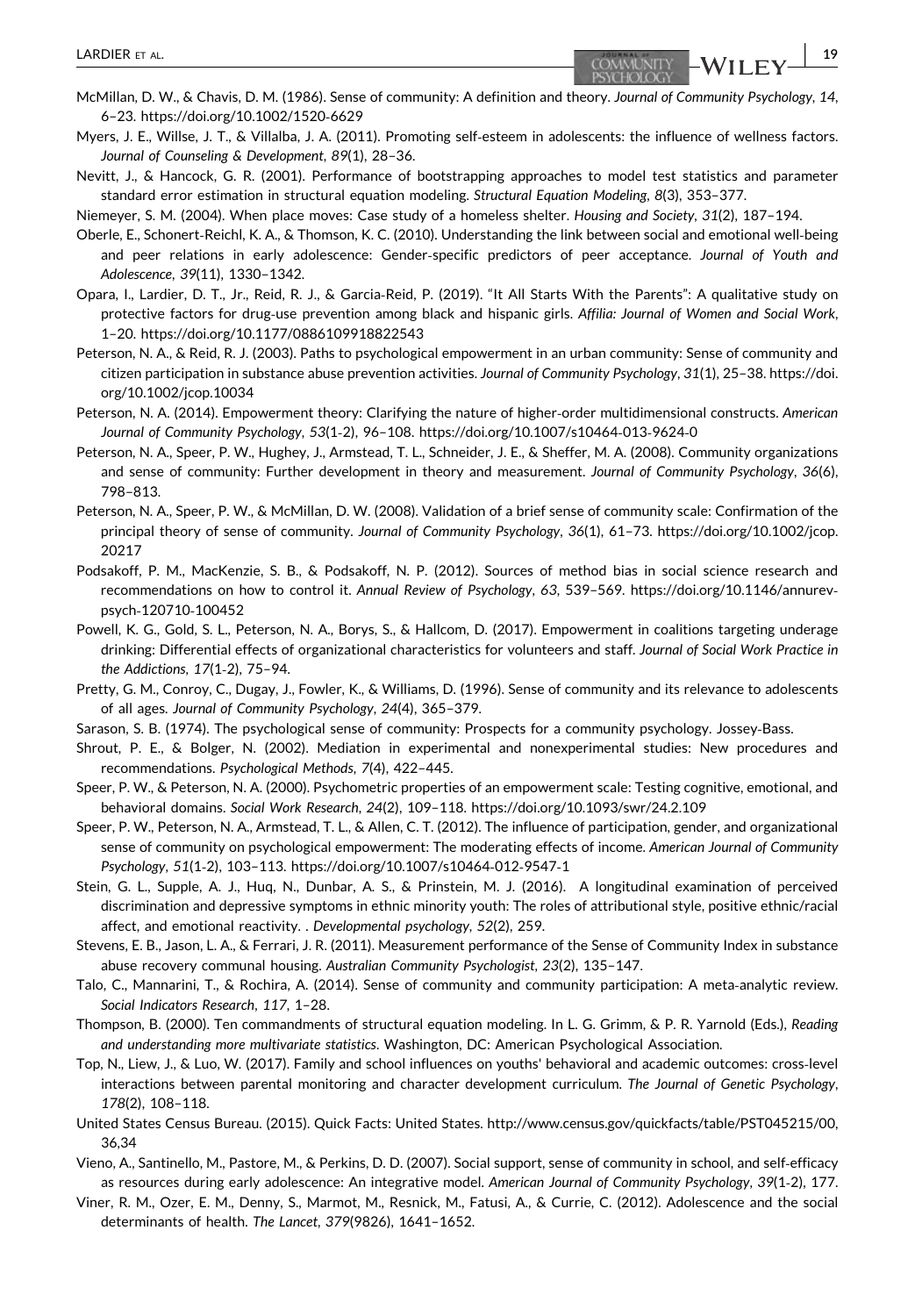McMillan, D. W., & Chavis, D. M. (1986). Sense of community: A definition and theory. *Journal of Community Psychology*, *14*, 6–23. https://doi.org/10.1002/1520-6629

Myers, J. E., Willse, J. T., & Villalba, J. A. (2011). Promoting self-esteem in adolescents: the influence of wellness factors. *Journal of Counseling & Development*, *89*(1), 28–36.

Nevitt, J., & Hancock, G. R. (2001). Performance of bootstrapping approaches to model test statistics and parameter standard error estimation in structural equation modeling. *Structural Equation Modeling*, *8*(3), 353–377.

Niemeyer, S. M. (2004). When place moves: Case study of a homeless shelter. *Housing and Society*, *31*(2), 187–194.

Oberle, E., Schonert-Reichl, K. A., & Thomson, K. C. (2010). Understanding the link between social and emotional well-being and peer relations in early adolescence: Gender-specific predictors of peer acceptance. *Journal of Youth and Adolescence*, *39*(11), 1330–1342.

Opara, I., Lardier, D. T., Jr., Reid, R. J., & Garcia-Reid, P. (2019). "It All Starts With the Parents": A qualitative study on protective factors for drug-use prevention among black and hispanic girls. *Affilia: Journal of Women and Social Work*, 1–20. https://doi.org/10.1177/0886109918822543

Peterson, N. A., & Reid, R. J. (2003). Paths to psychological empowerment in an urban community: Sense of community and citizen participation in substance abuse prevention activities. *Journal of Community Psychology*, *31*(1), 25–38. https://doi.org/10.1002/jcop.10034

Peterson, N. A. (2014). Empowerment theory: Clarifying the nature of higher-order multidimensional constructs. *American Journal of Community Psychology*, *53*(1-2), 96–108. https://doi.org/10.1007/s10464-013-9624-0

Peterson, N. A., Speer, P. W., Hughey, J., Armstead, T. L., Schneider, J. E., & Sheffer, M. A. (2008). Community organizations and sense of community: Further development in theory and measurement. *Journal of Community Psychology*, *36*(6), 798–813.

Peterson, N. A., Speer, P. W., & McMillan, D. W. (2008). Validation of a brief sense of community scale: Confirmation of the principal theory of sense of community. *Journal of Community Psychology*, *36*(1), 61–73. https://doi.org/10.1002/jcop.20217

Podsakoff, P. M., MacKenzie, S. B., & Podsakoff, N. P. (2012). Sources of method bias in social science research and recommendations on how to control it. *Annual Review of Psychology*, *63*, 539–569. https://doi.org/10.1146/annurev-psych-120710-100452

Powell, K. G., Gold, S. L., Peterson, N. A., Borys, S., & Hallcom, D. (2017). Empowerment in coalitions targeting underage drinking: Differential effects of organizational characteristics for volunteers and staff. *Journal of Social Work Practice in the Addictions*, *17*(1-2), 75–94.

Pretty, G. M., Conroy, C., Dugay, J., Fowler, K., & Williams, D. (1996). Sense of community and its relevance to adolescents of all ages. *Journal of Community Psychology*, *24*(4), 365–379.

Sarason, S. B. (1974). The psychological sense of community: Prospects for a community psychology. Jossey-Bass.

Shrout, P. E., & Bolger, N. (2002). Mediation in experimental and nonexperimental studies: New procedures and recommendations. *Psychological Methods*, *7*(4), 422–445.

Speer, P. W., & Peterson, N. A. (2000). Psychometric properties of an empowerment scale: Testing cognitive, emotional, and behavioral domains. *Social Work Research*, *24*(2), 109–118. https://doi.org/10.1093/swr/24.2.109

Speer, P. W., Peterson, N. A., Armstead, T. L., & Allen, C. T. (2012). The influence of participation, gender, and organizational sense of community on psychological empowerment: The moderating effects of income. *American Journal of Community Psychology*, *51*(1-2), 103–113. https://doi.org/10.1007/s10464-012-9547-1

Stein, G. L., Supple, A. J., Huq, N., Dunbar, A. S., & Prinstein, M. J. (2016). A longitudinal examination of perceived discrimination and depressive symptoms in ethnic minority youth: The roles of attributional style, positive ethnic/racial affect, and emotional reactivity. . *Developmental psychology*, *52*(2), 259.

Stevens, E. B., Jason, L. A., & Ferrari, J. R. (2011). Measurement performance of the Sense of Community Index in substance abuse recovery communal housing. *Australian Community Psychologist*, *23*(2), 135–147.

Talo, C., Mannarini, T., & Rochira, A. (2014). Sense of community and community participation: A meta-analytic review. *Social Indicators Research*, *117*, 1–28.

Thompson, B. (2000). Ten commandments of structural equation modeling. In L. G. Grimm, & P. R. Yarnold (Eds.), *Reading and understanding more multivariate statistics*. Washington, DC: American Psychological Association.

Top, N., Liew, J., & Luo, W. (2017). Family and school influences on youths' behavioral and academic outcomes: cross-level interactions between parental monitoring and character development curriculum. *The Journal of Genetic Psychology*, *178*(2), 108–118.

United States Census Bureau. (2015). Quick Facts: United States. http://www.census.gov/quickfacts/table/PST045215/00,36,34

Vieno, A., Santinello, M., Pastore, M., & Perkins, D. D. (2007). Social support, sense of community in school, and self-efficacy as resources during early adolescence: An integrative model. *American Journal of Community Psychology*, *39*(1-2), 177.

Viner, R. M., Ozer, E. M., Denny, S., Marmot, M., Resnick, M., Fatusi, A., & Currie, C. (2012). Adolescence and the social determinants of health. *The Lancet*, *379*(9826), 1641–1652.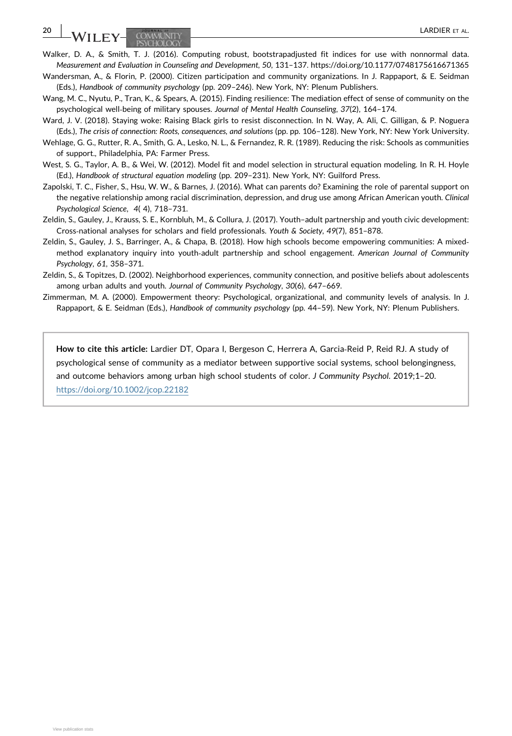Walker, D. A., & Smith, T. J. (2016). Computing robust, bootstrapadjusted fit indices for use with nonnormal data. *Measurement and Evaluation in Counseling and Development*, *50*, 131–137. https://doi.org/10.1177/0748175616671365

Wandersman, A., & Florin, P. (2000). Citizen participation and community organizations. In J. Rappaport, & E. Seidman (Eds.), *Handbook of community psychology* (pp. 209–246). New York, NY: Plenum Publishers.

Wang, M. C., Nyutu, P., Tran, K., & Spears, A. (2015). Finding resilience: The mediation effect of sense of community on the psychological well-being of military spouses. *Journal of Mental Health Counseling*, *37*(2), 164–174.

Ward, J. V. (2018). Staying woke: Raising Black girls to resist disconnection. In N. Way, A. Ali, C. Gilligan, & P. Noguera (Eds.), *The crisis of connection: Roots, consequences, and solutions* (pp. pp. 106–128). New York, NY: New York University.

Wehlage, G. G., Rutter, R. A., Smith, G. A., Lesko, N. L., & Fernandez, R. R. (1989). Reducing the risk: Schools as communities of support., Philadelphia, PA: Farmer Press.

West, S. G., Taylor, A. B., & Wei, W. (2012). Model fit and model selection in structural equation modeling. In R. H. Hoyle (Ed.), *Handbook of structural equation modeling* (pp. 209–231). New York, NY: Guilford Press.

Zapolski, T. C., Fisher, S., Hsu, W. W., & Barnes, J. (2016). What can parents do? Examining the role of parental support on the negative relationship among racial discrimination, depression, and drug use among African American youth. *Clinical Psychological Science*, *4*( 4), 718–731.

Zeldin, S., Gauley, J., Krauss, S. E., Kornbluh, M., & Collura, J. (2017). Youth–adult partnership and youth civic development: Cross-national analyses for scholars and field professionals. *Youth & Society*, *49*(7), 851–878.

Zeldin, S., Gauley, J. S., Barringer, A., & Chapa, B. (2018). How high schools become empowering communities: A mixed-method explanatory inquiry into youth-adult partnership and school engagement. *American Journal of Community Psychology*, *61*, 358–371.

Zeldin, S., & Topitzes, D. (2002). Neighborhood experiences, community connection, and positive beliefs about adolescents among urban adults and youth. *Journal of Community Psychology*, *30*(6), 647–669.

Zimmerman, M. A. (2000). Empowerment theory: Psychological, organizational, and community levels of analysis. In J. Rappaport, & E. Seidman (Eds.), *Handbook of community psychology* (pp. 44–59). New York, NY: Plenum Publishers.

**How to cite this article:** Lardier DT, Opara I, Bergeson C, Herrera A, Garcia-Reid P, Reid RJ. A study of psychological sense of community as a mediator between supportive social systems, school belongingness, and outcome behaviors among urban high school students of color. *J Community Psychol*. 2019;1–20. https://doi.org/10.1002/jcop.22182